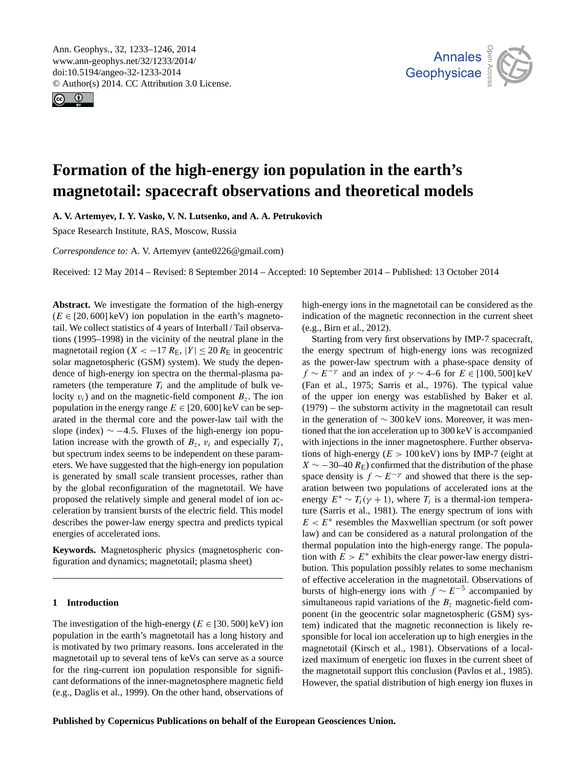# Formation of the high-energy ion population in the earth's magnetotail: spacecraft observations and theoretical models

**A. V. Artemyev, I. Y. Vasko, V. N. Lutsenko, and A. A. Petrukovich**

Space Research Institute, RAS, Moscow, Russia

*Correspondence to:* A. V. Artemyev (ante0226@gmail.com)

Received: 12 May 2014 – Revised: 8 September 2014 – Accepted: 10 September 2014 – Published: 13 October 2014

**Abstract.** We investigate the formation of the high-energy ($E \in [20, 600]$ keV) ion population in the earth's magnetotail. We collect statistics of 4 years of Interball / Tail observations (1995–1998) in the vicinity of the neutral plane in the magnetotail region ($X < -17\,R_\mathrm{E}$, $|Y| \leq 20\,R_\mathrm{E}$ in geocentric solar magnetospheric (GSM) system). We study the dependence of high-energy ion spectra on the thermal-plasma parameters (the temperature $T_i$ and the amplitude of bulk velocity $v_i$) and on the magnetic-field component $B_z$. The ion population in the energy range $E \in [20, 600]$ keV can be separated in the thermal core and the power-law tail with the slope (index) $\sim -4.5$. Fluxes of the high-energy ion population increase with the growth of $B_z$, $v_i$ and especially $T_i$, but spectrum index seems to be independent on these parameters. We have suggested that the high-energy ion population is generated by small scale transient processes, rather than by the global reconfiguration of the magnetotail. We have proposed the relatively simple and general model of ion acceleration by transient bursts of the electric field. This model describes the power-law energy spectra and predicts typical energies of accelerated ions.

**Keywords.** Magnetospheric physics (magnetospheric configuration and dynamics; magnetotail; plasma sheet)

## 1 Introduction

The investigation of the high-energy ($E \in [30, 500]$ keV) ion population in the earth's magnetotail has a long history and is motivated by two primary reasons. Ions accelerated in the magnetotail up to several tens of keVs can serve as a source for the ring-current ion population responsible for significant deformations of the inner-magnetosphere magnetic field (e.g., Daglis et al., 1999). On the other hand, observations of high-energy ions in the magnetotail can be considered as the indication of the magnetic reconnection in the current sheet (e.g., Birn et al., 2012).

Starting from very first observations by IMP-7 spacecraft, the energy spectrum of high-energy ions was recognized as the power-law spectrum with a phase-space density of $f \sim E^{-\gamma}$ and an index of $\gamma \sim 4$–6 for $E \in [100, 500]$ keV (Fan et al., 1975; Sarris et al., 1976). The typical value of the upper ion energy was established by Baker et al. (1979) – the substorm activity in the magnetotail can result in the generation of $\sim 300$ keV ions. Moreover, it was mentioned that the ion acceleration up to 300 keV is accompanied with injections in the inner magnetosphere. Further observations of high-energy ($E > 100$ keV) ions by IMP-7 (eight at $X \sim -30$–$40\,R_\mathrm{E}$) confirmed that the distribution of the phase space density is $f \sim E^{-\gamma}$ and showed that there is the separation between two populations of accelerated ions at the energy $E^* \sim T_i(\gamma + 1)$, where $T_i$ is a thermal-ion temperature (Sarris et al., 1981). The energy spectrum of ions with $E < E^*$ resembles the Maxwellian spectrum (or soft power law) and can be considered as a natural prolongation of the thermal population into the high-energy range. The population with $E > E^*$ exhibits the clear power-law energy distribution. This population possibly relates to some mechanism of effective acceleration in the magnetotail. Observations of bursts of high-energy ions with $f \sim E^{-5}$ accompanied by simultaneous rapid variations of the $B_z$ magnetic-field component (in the geocentric solar magnetospheric (GSM) system) indicated that the magnetic reconnection is likely responsible for local ion acceleration up to high energies in the magnetotail (Kirsch et al., 1981). Observations of a localized maximum of energetic ion fluxes in the current sheet of the magnetotail support this conclusion (Pavlos et al., 1985). However, the spatial distribution of high energy ion fluxes in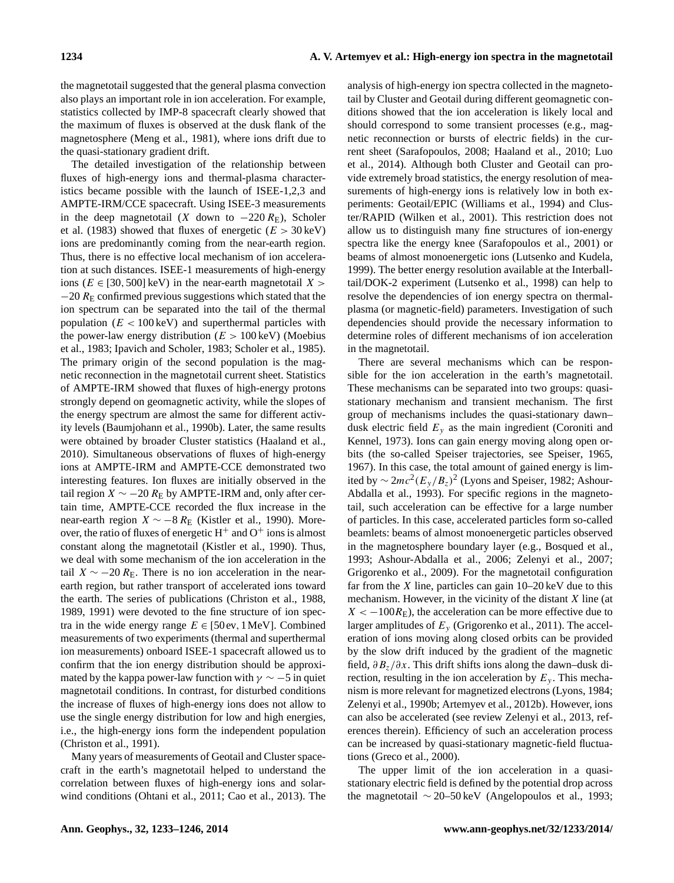the magnetotail suggested that the general plasma convection also plays an important role in ion acceleration. For example, statistics collected by IMP-8 spacecraft clearly showed that the maximum of fluxes is observed at the dusk flank of the magnetosphere (Meng et al., 1981), where ions drift due to the quasi-stationary gradient drift.

The detailed investigation of the relationship between fluxes of high-energy ions and thermal-plasma characteristics became possible with the launch of ISEE-1,2,3 and AMPTE-IRM/CCE spacecraft. Using ISEE-3 measurements in the deep magnetotail ($X$ down to $-220\,R_{\mathrm{E}}$), Scholer et al. (1983) showed that fluxes of energetic ($E > 30\,\mathrm{keV}$) ions are predominantly coming from the near-earth region. Thus, there is no effective local mechanism of ion acceleration at such distances. ISEE-1 measurements of high-energy ions ($E \in [30, 500]\,\mathrm{keV}$) in the near-earth magnetotail $X > -20\,R_{\mathrm{E}}$ confirmed previous suggestions which stated that the ion spectrum can be separated into the tail of the thermal population ($E < 100\,\mathrm{keV}$) and superthermal particles with the power-law energy distribution ($E > 100\,\mathrm{keV}$) (Moebius et al., 1983; Ipavich and Scholer, 1983; Scholer et al., 1985). The primary origin of the second population is the magnetic reconnection in the magnetotail current sheet. Statistics of AMPTE-IRM showed that fluxes of high-energy protons strongly depend on geomagnetic activity, while the slopes of the energy spectrum are almost the same for different activity levels (Baumjohann et al., 1990b). Later, the same results were obtained by broader Cluster statistics (Haaland et al., 2010). Simultaneous observations of fluxes of high-energy ions at AMPTE-IRM and AMPTE-CCE demonstrated two interesting features. Ion fluxes are initially observed in the tail region $X \sim -20\,R_{\mathrm{E}}$ by AMPTE-IRM and, only after certain time, AMPTE-CCE recorded the flux increase in the near-earth region $X \sim -8\,R_{\mathrm{E}}$ (Kistler et al., 1990). Moreover, the ratio of fluxes of energetic $H^+$ and $O^+$ ions is almost constant along the magnetotail (Kistler et al., 1990). Thus, we deal with some mechanism of the ion acceleration in the tail $X \sim -20\,R_{\mathrm{E}}$. There is no ion acceleration in the near-earth region, but rather transport of accelerated ions toward the earth. The series of publications (Christon et al., 1988, 1989, 1991) were devoted to the fine structure of ion spectra in the wide energy range $E \in [50\,\mathrm{ev}, 1\,\mathrm{MeV}]$. Combined measurements of two experiments (thermal and superthermal ion measurements) onboard ISEE-1 spacecraft allowed us to confirm that the ion energy distribution should be approximated by the kappa power-law function with $\gamma \sim -5$ in quiet magnetotail conditions. In contrast, for disturbed conditions the increase of fluxes of high-energy ions does not allow to use the single energy distribution for low and high energies, i.e., the high-energy ions form the independent population (Christon et al., 1991).

Many years of measurements of Geotail and Cluster spacecraft in the earth's magnetotail helped to understand the correlation between fluxes of high-energy ions and solar-wind conditions (Ohtani et al., 2011; Cao et al., 2013). The analysis of high-energy ion spectra collected in the magnetotail by Cluster and Geotail during different geomagnetic conditions showed that the ion acceleration is likely local and should correspond to some transient processes (e.g., magnetic reconnection or bursts of electric fields) in the current sheet (Sarafopoulos, 2008; Haaland et al., 2010; Luo et al., 2014). Although both Cluster and Geotail can provide extremely broad statistics, the energy resolution of measurements of high-energy ions is relatively low in both experiments: Geotail/EPIC (Williams et al., 1994) and Cluster/RAPID (Wilken et al., 2001). This restriction does not allow us to distinguish many fine structures of ion-energy spectra like the energy knee (Sarafopoulos et al., 2001) or beams of almost monoenergetic ions (Lutsenko and Kudela, 1999). The better energy resolution available at the Interball-tail/DOK-2 experiment (Lutsenko et al., 1998) can help to resolve the dependencies of ion energy spectra on thermal-plasma (or magnetic-field) parameters. Investigation of such dependencies should provide the necessary information to determine roles of different mechanisms of ion acceleration in the magnetotail.

There are several mechanisms which can be responsible for the ion acceleration in the earth's magnetotail. These mechanisms can be separated into two groups: quasi-stationary mechanism and transient mechanism. The first group of mechanisms includes the quasi-stationary dawn–dusk electric field $E_y$ as the main ingredient (Coroniti and Kennel, 1973). Ions can gain energy moving along open orbits (the so-called Speiser trajectories, see Speiser, 1965, 1967). In this case, the total amount of gained energy is limited by $\sim 2mc^2(E_y/B_z)^2$ (Lyons and Speiser, 1982; Ashour-Abdalla et al., 1993). For specific regions in the magnetotail, such acceleration can be effective for a large number of particles. In this case, accelerated particles form so-called beamlets: beams of almost monoenergetic particles observed in the magnetosphere boundary layer (e.g., Bosqued et al., 1993; Ashour-Abdalla et al., 2006; Zelenyi et al., 2007; Grigorenko et al., 2009). For the magnetotail configuration far from the $X$ line, particles can gain 10–20 keV due to this mechanism. However, in the vicinity of the distant $X$ line (at $X < -100R_{\mathrm{E}}$), the acceleration can be more effective due to larger amplitudes of $E_y$ (Grigorenko et al., 2011). The acceleration of ions moving along closed orbits can be provided by the slow drift induced by the gradient of the magnetic field, $\partial B_z/\partial x$. This drift shifts ions along the dawn–dusk direction, resulting in the ion acceleration by $E_y$. This mechanism is more relevant for magnetized electrons (Lyons, 1984; Zelenyi et al., 1990b; Artemyev et al., 2012b). However, ions can also be accelerated (see review Zelenyi et al., 2013, references therein). Efficiency of such an acceleration process can be increased by quasi-stationary magnetic-field fluctuations (Greco et al., 2000).

The upper limit of the ion acceleration in a quasi-stationary electric field is defined by the potential drop across the magnetotail $\sim 20$–$50\,\mathrm{keV}$ (Angelopoulos et al., 1993;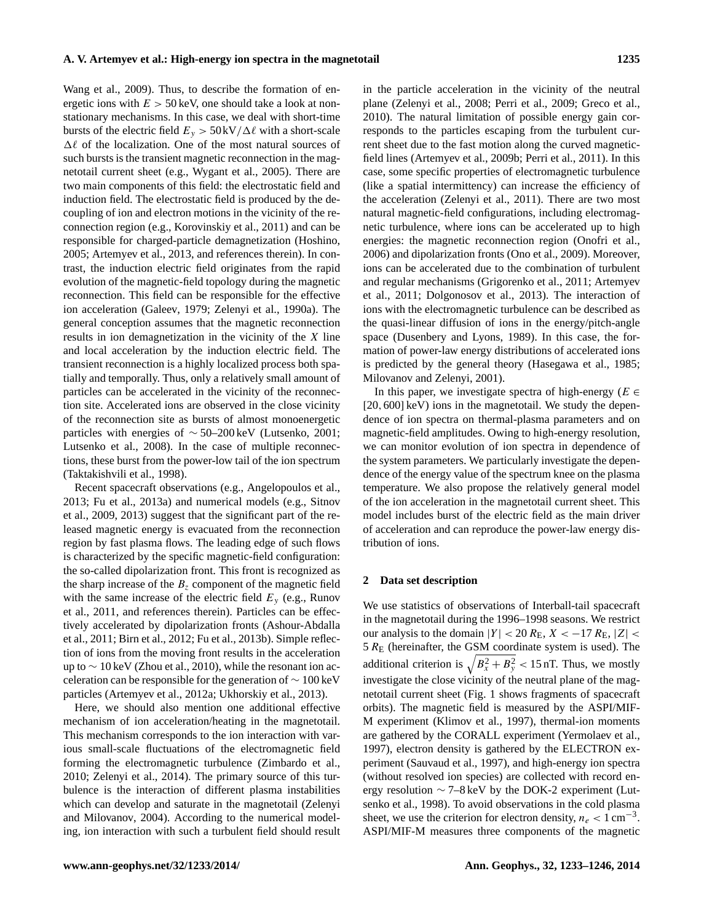Wang et al., 2009). Thus, to describe the formation of energetic ions with $E > 50$ keV, one should take a look at non-stationary mechanisms. In this case, we deal with short-time bursts of the electric field $E_y > 50\,\mathrm{kV}/\Delta\ell$ with a short-scale $\Delta\ell$ of the localization. One of the most natural sources of such bursts is the transient magnetic reconnection in the magnetotail current sheet (e.g., Wygant et al., 2005). There are two main components of this field: the electrostatic field and induction field. The electrostatic field is produced by the decoupling of ion and electron motions in the vicinity of the reconnection region (e.g., Korovinskiy et al., 2011) and can be responsible for charged-particle demagnetization (Hoshino, 2005; Artemyev et al., 2013, and references therein). In contrast, the induction electric field originates from the rapid evolution of the magnetic-field topology during the magnetic reconnection. This field can be responsible for the effective ion acceleration (Galeev, 1979; Zelenyi et al., 1990a). The general conception assumes that the magnetic reconnection results in ion demagnetization in the vicinity of the $X$ line and local acceleration by the induction electric field. The transient reconnection is a highly localized process both spatially and temporally. Thus, only a relatively small amount of particles can be accelerated in the vicinity of the reconnection site. Accelerated ions are observed in the close vicinity of the reconnection site as bursts of almost monoenergetic particles with energies of $\sim 50$–$200$ keV (Lutsenko, 2001; Lutsenko et al., 2008). In the case of multiple reconnections, these burst from the power-low tail of the ion spectrum (Taktakishvili et al., 1998).

Recent spacecraft observations (e.g., Angelopoulos et al., 2013; Fu et al., 2013a) and numerical models (e.g., Sitnov et al., 2009, 2013) suggest that the significant part of the released magnetic energy is evacuated from the reconnection region by fast plasma flows. The leading edge of such flows is characterized by the specific magnetic-field configuration: the so-called dipolarization front. This front is recognized as the sharp increase of the $B_z$ component of the magnetic field with the same increase of the electric field $E_y$ (e.g., Runov et al., 2011, and references therein). Particles can be effectively accelerated by dipolarization fronts (Ashour-Abdalla et al., 2011; Birn et al., 2012; Fu et al., 2013b). Simple reflection of ions from the moving front results in the acceleration up to $\sim 10$ keV (Zhou et al., 2010), while the resonant ion acceleration can be responsible for the generation of $\sim 100$ keV particles (Artemyev et al., 2012a; Ukhorskiy et al., 2013).

Here, we should also mention one additional effective mechanism of ion acceleration/heating in the magnetotail. This mechanism corresponds to the ion interaction with various small-scale fluctuations of the electromagnetic field forming the electromagnetic turbulence (Zimbardo et al., 2010; Zelenyi et al., 2014). The primary source of this turbulence is the interaction of different plasma instabilities which can develop and saturate in the magnetotail (Zelenyi and Milovanov, 2004). According to the numerical modeling, ion interaction with such a turbulent field should result in the particle acceleration in the vicinity of the neutral plane (Zelenyi et al., 2008; Perri et al., 2009; Greco et al., 2010). The natural limitation of possible energy gain corresponds to the particles escaping from the turbulent current sheet due to the fast motion along the curved magnetic-field lines (Artemyev et al., 2009b; Perri et al., 2011). In this case, some specific properties of electromagnetic turbulence (like a spatial intermittency) can increase the efficiency of the acceleration (Zelenyi et al., 2011). There are two most natural magnetic-field configurations, including electromagnetic turbulence, where ions can be accelerated up to high energies: the magnetic reconnection region (Onofri et al., 2006) and dipolarization fronts (Ono et al., 2009). Moreover, ions can be accelerated due to the combination of turbulent and regular mechanisms (Grigorenko et al., 2011; Artemyev et al., 2011; Dolgonosov et al., 2013). The interaction of ions with the electromagnetic turbulence can be described as the quasi-linear diffusion of ions in the energy/pitch-angle space (Dusenbery and Lyons, 1989). In this case, the formation of power-law energy distributions of accelerated ions is predicted by the general theory (Hasegawa et al., 1985; Milovanov and Zelenyi, 2001).

In this paper, we investigate spectra of high-energy ($E \in [20, 600]$ keV) ions in the magnetotail. We study the dependence of ion spectra on thermal-plasma parameters and on magnetic-field amplitudes. Owing to high-energy resolution, we can monitor evolution of ion spectra in dependence of the system parameters. We particularly investigate the dependence of the energy value of the spectrum knee on the plasma temperature. We also propose the relatively general model of the ion acceleration in the magnetotail current sheet. This model includes burst of the electric field as the main driver of acceleration and can reproduce the power-law energy distribution of ions.

## 2 Data set description

We use statistics of observations of Interball-tail spacecraft in the magnetotail during the 1996–1998 seasons. We restrict our analysis to the domain $|Y| < 20\,R_\mathrm{E}$, $X < -17\,R_\mathrm{E}$, $|Z| < 5\,R_\mathrm{E}$ (hereinafter, the GSM coordinate system is used). The additional criterion is $\sqrt{B_x^2 + B_y^2} < 15$ nT. Thus, we mostly investigate the close vicinity of the neutral plane of the magnetotail current sheet (Fig. 1 shows fragments of spacecraft orbits). The magnetic field is measured by the ASPI/MIF-M experiment (Klimov et al., 1997), thermal-ion moments are gathered by the CORALL experiment (Yermolaev et al., 1997), electron density is gathered by the ELECTRON experiment (Sauvaud et al., 1997), and high-energy ion spectra (without resolved ion species) are collected with record energy resolution $\sim 7$–$8$ keV by the DOK-2 experiment (Lutsenko et al., 1998). To avoid observations in the cold plasma sheet, we use the criterion for electron density, $n_e < 1\,\mathrm{cm}^{-3}$. ASPI/MIF-M measures three components of the magnetic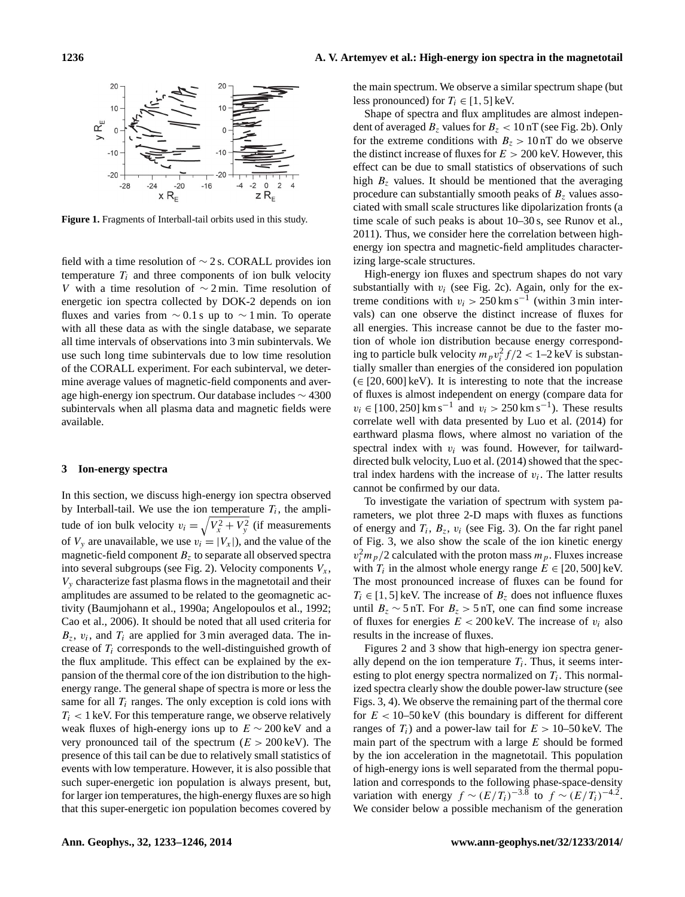Figure 1. Fragments of Interball-tail orbits used in this study.

field with a time resolution of $\sim 2$ s. CORALL provides ion temperature $T_i$ and three components of ion bulk velocity $V$ with a time resolution of $\sim 2$ min. Time resolution of energetic ion spectra collected by DOK-2 depends on ion fluxes and varies from $\sim 0.1$ s up to $\sim 1$ min. To operate with all these data as with the single database, we separate all time intervals of observations into 3 min subintervals. We use such long time subintervals due to low time resolution of the CORALL experiment. For each subinterval, we determine average values of magnetic-field components and average high-energy ion spectrum. Our database includes $\sim 4300$ subintervals when all plasma data and magnetic fields were available.

## 3 Ion-energy spectra

In this section, we discuss high-energy ion spectra observed by Interball-tail. We use the ion temperature $T_i$, the amplitude of ion bulk velocity $v_i = \sqrt{V_x^2 + V_y^2}$ (if measurements of $V_y$ are unavailable, we use $v_i = |V_x|$), and the value of the magnetic-field component $B_z$ to separate all observed spectra into several subgroups (see Fig. 2). Velocity components $V_x$, $V_y$ characterize fast plasma flows in the magnetotail and their amplitudes are assumed to be related to the geomagnetic activity (Baumjohann et al., 1990a; Angelopoulos et al., 1992; Cao et al., 2006). It should be noted that all used criteria for $B_z$, $v_i$, and $T_i$ are applied for 3 min averaged data. The increase of $T_i$ corresponds to the well-distinguished growth of the flux amplitude. This effect can be explained by the expansion of the thermal core of the ion distribution to the high-energy range. The general shape of spectra is more or less the same for all $T_i$ ranges. The only exception is cold ions with $T_i < 1$ keV. For this temperature range, we observe relatively weak fluxes of high-energy ions up to $E \sim 200$ keV and a very pronounced tail of the spectrum ($E > 200$ keV). The presence of this tail can be due to relatively small statistics of events with low temperature. However, it is also possible that such super-energetic ion population is always present, but, for larger ion temperatures, the high-energy fluxes are so high that this super-energetic ion population becomes covered by the main spectrum. We observe a similar spectrum shape (but less pronounced) for $T_i \in [1, 5]$ keV.

Shape of spectra and flux amplitudes are almost independent of averaged $B_z$ values for $B_z < 10$ nT (see Fig. 2b). Only for the extreme conditions with $B_z > 10$ nT do we observe the distinct increase of fluxes for $E > 200$ keV. However, this effect can be due to small statistics of observations of such high $B_z$ values. It should be mentioned that the averaging procedure can substantially smooth peaks of $B_z$ values associated with small scale structures like dipolarization fronts (a time scale of such peaks is about 10–30 s, see Runov et al., 2011). Thus, we consider here the correlation between high-energy ion spectra and magnetic-field amplitudes characterizing large-scale structures.

High-energy ion fluxes and spectrum shapes do not vary substantially with $v_i$ (see Fig. 2c). Again, only for the extreme conditions with $v_i > 250\,\mathrm{km\,s^{-1}}$ (within 3 min intervals) can one observe the distinct increase of fluxes for all energies. This increase cannot be due to the faster motion of whole ion distribution because energy corresponding to particle bulk velocity $m_p v_i^2 f/2 < 1$–$2$ keV is substantially smaller than energies of the considered ion population ($\in [20, 600]$ keV). It is interesting to note that the increase of fluxes is almost independent on energy (compare data for $v_i \in [100, 250]\,\mathrm{km\,s^{-1}}$ and $v_i > 250\,\mathrm{km\,s^{-1}}$). These results correlate well with data presented by Luo et al. (2014) for earthward plasma flows, where almost no variation of the spectral index with $v_i$ was found. However, for tailward-directed bulk velocity, Luo et al. (2014) showed that the spectral index hardens with the increase of $v_i$. The latter results cannot be confirmed by our data.

To investigate the variation of spectrum with system parameters, we plot three 2-D maps with fluxes as functions of energy and $T_i$, $B_z$, $v_i$ (see Fig. 3). On the far right panel of Fig. 3, we also show the scale of the ion kinetic energy $v_i^2 m_p/2$ calculated with the proton mass $m_p$. Fluxes increase with $T_i$ in the almost whole energy range $E \in [20, 500]$ keV. The most pronounced increase of fluxes can be found for $T_i \in [1, 5]$ keV. The increase of $B_z$ does not influence fluxes until $B_z \sim 5$ nT. For $B_z > 5$ nT, one can find some increase of fluxes for energies $E < 200$ keV. The increase of $v_i$ also results in the increase of fluxes.

Figures 2 and 3 show that high-energy ion spectra generally depend on the ion temperature $T_i$. Thus, it seems interesting to plot energy spectra normalized on $T_i$. This normalized spectra clearly show the double power-law structure (see Figs. 3, 4). We observe the remaining part of the thermal core for $E < 10$–$50$ keV (this boundary is different for different ranges of $T_i$) and a power-law tail for $E > 10$–$50$ keV. The main part of the spectrum with a large $E$ should be formed by the ion acceleration in the magnetotail. This population of high-energy ions is well separated from the thermal population and corresponds to the following phase-space-density variation with energy $f \sim (E/T_i)^{-3.8}$ to $f \sim (E/T_i)^{-4.2}$. We consider below a possible mechanism of the generation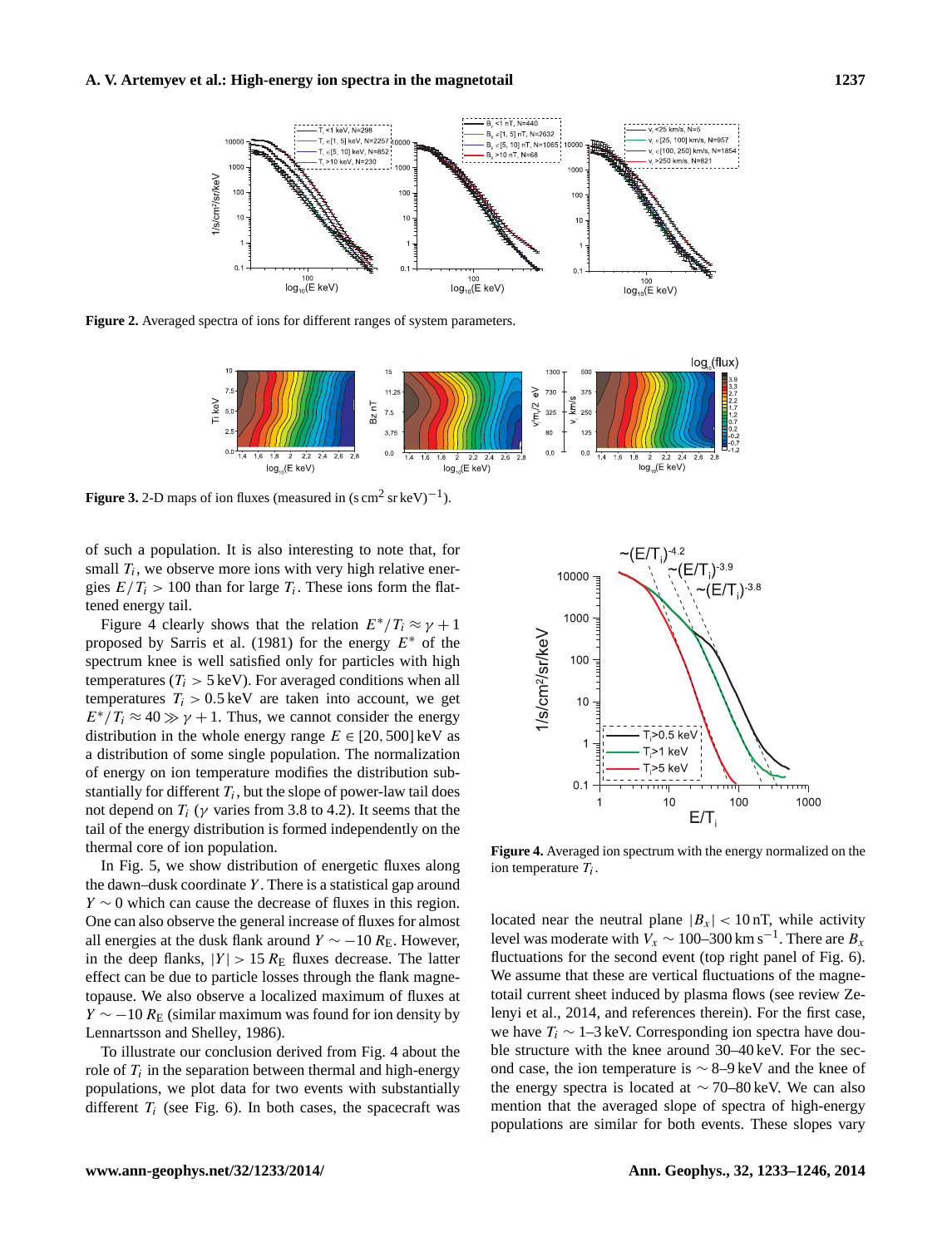**Figure 2.** Averaged spectra of ions for different ranges of system parameters.

**Figure 3.** 2-D maps of ion fluxes (measured in $(\mathrm{s\,cm^2\,sr\,keV})^{-1}$).

of such a population. It is also interesting to note that, for small $T_i$, we observe more ions with very high relative energies $E/T_i > 100$ than for large $T_i$. These ions form the flattened energy tail.

Figure 4 clearly shows that the relation $E^*/T_i \approx \gamma + 1$ proposed by Sarris et al. (1981) for the energy $E^*$ of the spectrum knee is well satisfied only for particles with high temperatures ($T_i > 5$ keV). For averaged conditions when all temperatures $T_i > 0.5$ keV are taken into account, we get $E^*/T_i \approx 40 \gg \gamma + 1$. Thus, we cannot consider the energy distribution in the whole energy range $E \in [20, 500]$ keV as a distribution of some single population. The normalization of energy on ion temperature modifies the distribution substantially for different $T_i$, but the slope of power-law tail does not depend on $T_i$ ($\gamma$ varies from 3.8 to 4.2). It seems that the tail of the energy distribution is formed independently on the thermal core of ion population.

In Fig. 5, we show distribution of energetic fluxes along the dawn–dusk coordinate $Y$. There is a statistical gap around $Y \sim 0$ which can cause the decrease of fluxes in this region. One can also observe the general increase of fluxes for almost all energies at the dusk flank around $Y \sim -10\,R_\mathrm{E}$. However, in the deep flanks, $|Y| > 15\,R_\mathrm{E}$ fluxes decrease. The latter effect can be due to particle losses through the flank magnetopause. We also observe a localized maximum of fluxes at $Y \sim -10\,R_\mathrm{E}$ (similar maximum was found for ion density by Lennartsson and Shelley, 1986).

To illustrate our conclusion derived from Fig. 4 about the role of $T_i$ in the separation between thermal and high-energy populations, we plot data for two events with substantially different $T_i$ (see Fig. 6). In both cases, the spacecraft was located near the neutral plane $|B_x| < 10$ nT, while activity level was moderate with $V_x \sim 100$–$300\,\mathrm{km\,s^{-1}}$. There are $B_x$ fluctuations for the second event (top right panel of Fig. 6). We assume that these are vertical fluctuations of the magnetotail current sheet induced by plasma flows (see review Zelenyi et al., 2014, and references therein). For the first case, we have $T_i \sim 1$–3 keV. Corresponding ion spectra have double structure with the knee around 30–40 keV. For the second case, the ion temperature is $\sim 8$–9 keV and the knee of the energy spectra is located at $\sim 70$–80 keV. We can also mention that the averaged slope of spectra of high-energy populations are similar for both events. These slopes vary

**Figure 4.** Averaged ion spectrum with the energy normalized on the ion temperature $T_i$.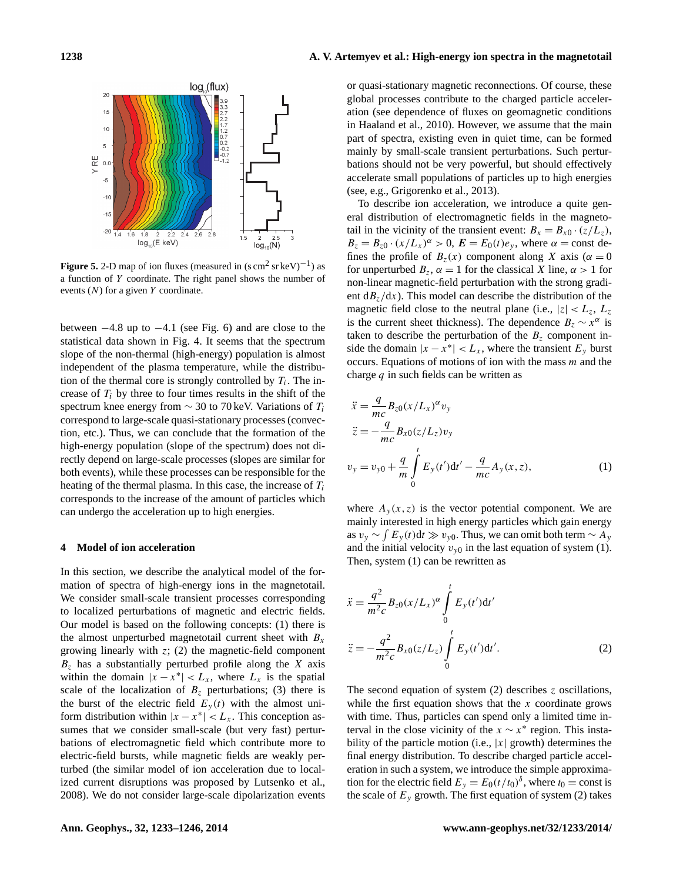**Figure 5.** 2-D map of ion fluxes (measured in $(\mathrm{s\,cm^2\,sr\,keV})^{-1}$) as a function of $Y$ coordinate. The right panel shows the number of events ($N$) for a given $Y$ coordinate.

between −4.8 up to −4.1 (see Fig. 6) and are close to the statistical data shown in Fig. 4. It seems that the spectrum slope of the non-thermal (high-energy) population is almost independent of the plasma temperature, while the distribution of the thermal core is strongly controlled by $T_i$. The increase of $T_i$ by three to four times results in the shift of the spectrum knee energy from ∼ 30 to 70 keV. Variations of $T_i$ correspond to large-scale quasi-stationary processes (convection, etc.). Thus, we can conclude that the formation of the high-energy population (slope of the spectrum) does not directly depend on large-scale processes (slopes are similar for both events), while these processes can be responsible for the heating of the thermal plasma. In this case, the increase of $T_i$ corresponds to the increase of the amount of particles which can undergo the acceleration up to high energies.

## 4 Model of ion acceleration

In this section, we describe the analytical model of the formation of spectra of high-energy ions in the magnetotail. We consider small-scale transient processes corresponding to localized perturbations of magnetic and electric fields. Our model is based on the following concepts: (1) there is the almost unperturbed magnetotail current sheet with $B_x$ growing linearly with $z$; (2) the magnetic-field component $B_z$ has a substantially perturbed profile along the $X$ axis within the domain $|x - x^*| < L_x$, where $L_x$ is the spatial scale of the localization of $B_z$ perturbations; (3) there is the burst of the electric field $E_y(t)$ with the almost uniform distribution within $|x - x^*| < L_x$. This conception assumes that we consider small-scale (but very fast) perturbations of electromagnetic field which contribute more to electric-field bursts, while magnetic fields are weakly perturbed (the similar model of ion acceleration due to localized current disruptions was proposed by Lutsenko et al., 2008). We do not consider large-scale dipolarization events or quasi-stationary magnetic reconnections. Of course, these global processes contribute to the charged particle acceleration (see dependence of fluxes on geomagnetic conditions in Haaland et al., 2010). However, we assume that the main part of spectra, existing even in quiet time, can be formed mainly by small-scale transient perturbations. Such perturbations should not be very powerful, but should effectively accelerate small populations of particles up to high energies (see, e.g., Grigorenko et al., 2013).

To describe ion acceleration, we introduce a quite general distribution of electromagnetic fields in the magnetotail in the vicinity of the transient event: $B_x = B_{x0}\cdot(z/L_z)$, $B_z = B_{z0}\cdot(x/L_x)^\alpha > 0$, $\boldsymbol{E} = E_0(t)\boldsymbol{e}_y$, where $\alpha = \mathrm{const}$ defines the profile of $B_z(x)$ component along $X$ axis ($\alpha = 0$ for unperturbed $B_z$, $\alpha = 1$ for the classical $X$ line, $\alpha > 1$ for non-linear magnetic-field perturbation with the strong gradient $\mathrm{d}B_z/\mathrm{d}x$). This model can describe the distribution of the magnetic field close to the neutral plane (i.e., $|z| < L_z$, $L_z$ is the current sheet thickness). The dependence $B_z \sim x^\alpha$ is taken to describe the perturbation of the $B_z$ component inside the domain $|x - x^*| < L_x$, where the transient $E_y$ burst occurs. Equations of motions of ion with the mass $m$ and the charge $q$ in such fields can be written as

$$
\begin{aligned}
\ddot{x} &= \frac{q}{mc}B_{z0}(x/L_x)^\alpha v_y \\
\ddot{z} &= -\frac{q}{mc}B_{x0}(z/L_z)v_y \\
v_y &= v_{y0} + \frac{q}{m}\int_0^t E_y(t')\mathrm{d}t' - \frac{q}{mc}A_y(x,z),
\end{aligned}
\tag{1}
$$

where $A_y(x,z)$ is the vector potential component. We are mainly interested in high energy particles which gain energy as $v_y \sim \int E_y(t)\mathrm{d}t \gg v_{y0}$. Thus, we can omit both term $\sim A_y$ and the initial velocity $v_{y0}$ in the last equation of system (1). Then, system (1) can be rewritten as

$$
\begin{aligned}
\ddot{x} &= \frac{q^2}{m^2c}B_{z0}(x/L_x)^\alpha \int_0^t E_y(t')\mathrm{d}t' \\
\ddot{z} &= -\frac{q^2}{m^2c}B_{x0}(z/L_z)\int_0^t E_y(t')\mathrm{d}t'.
\end{aligned}
\tag{2}
$$

The second equation of system (2) describes $z$ oscillations, while the first equation shows that the $x$ coordinate grows with time. Thus, particles can spend only a limited time interval in the close vicinity of the $x \sim x^*$ region. This instability of the particle motion (i.e., $|x|$ growth) determines the final energy distribution. To describe charged particle acceleration in such a system, we introduce the simple approximation for the electric field $E_y = E_0(t/t_0)^\delta$, where $t_0 = \mathrm{const}$ is the scale of $E_y$ growth. The first equation of system (2) takes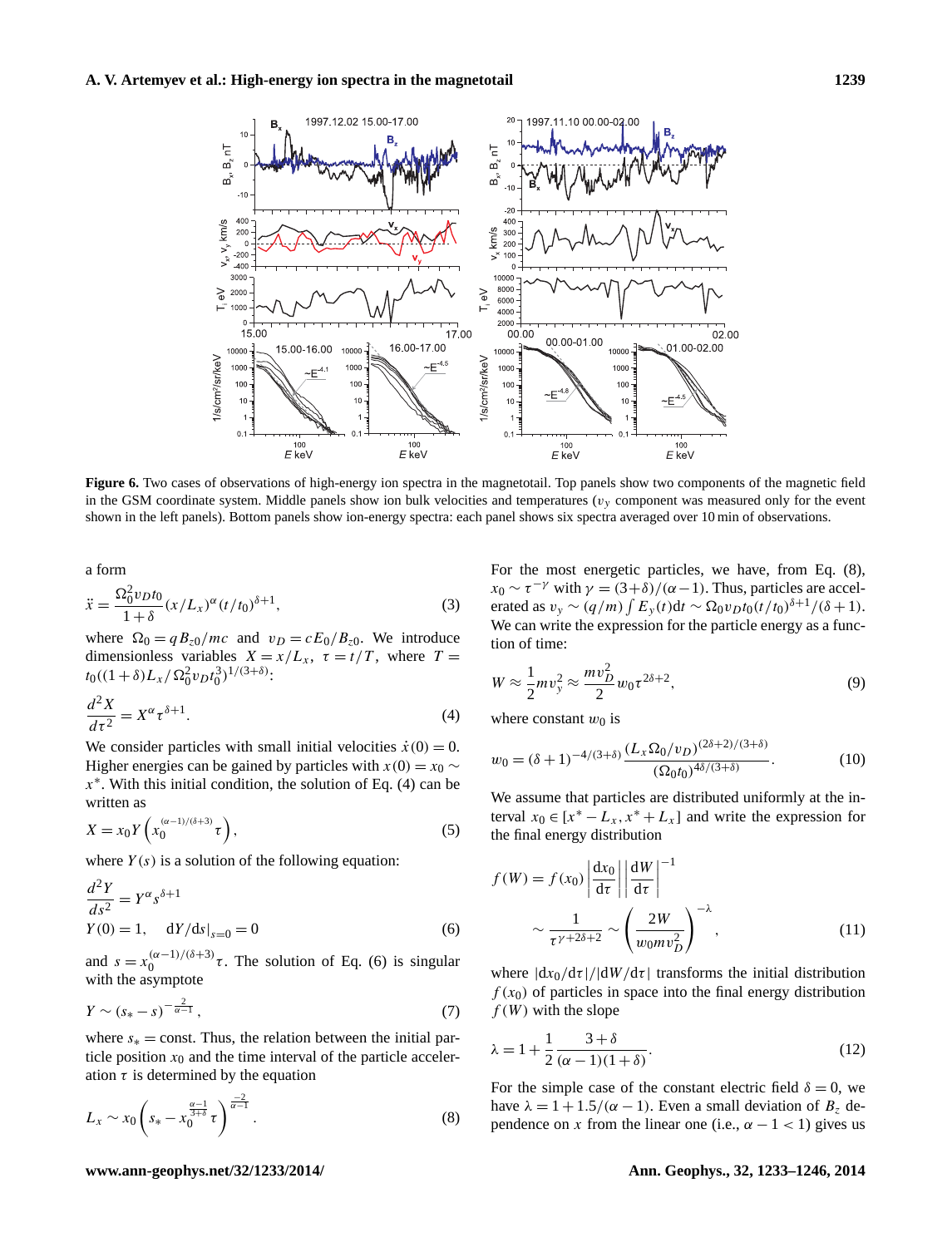**Figure 6.** Two cases of observations of high-energy ion spectra in the magnetotail. Top panels show two components of the magnetic field in the GSM coordinate system. Middle panels show ion bulk velocities and temperatures ($v_y$ component was measured only for the event shown in the left panels). Bottom panels show ion-energy spectra: each panel shows six spectra averaged over 10 min of observations.

a form

$$\ddot{x} = \frac{\Omega_0^2 v_D t_0}{1+\delta}(x/L_x)^\alpha (t/t_0)^{\delta+1}, \tag{3}$$

where $\Omega_0 = qB_{z0}/mc$ and $v_D = cE_0/B_{z0}$. We introduce dimensionless variables $X = x/L_x$, $\tau = t/T$, where $T = t_0((1+\delta)L_x/\Omega_0^2 v_D t_0^3)^{1/(3+\delta)}$:

$$\frac{d^2X}{d\tau^2} = X^\alpha \tau^{\delta+1}. \tag{4}$$

We consider particles with small initial velocities $\dot{x}(0) = 0$. Higher energies can be gained by particles with $x(0) = x_0 \sim x^*$. With this initial condition, the solution of Eq. (4) can be written as

$$X = x_0 Y\left(x_0^{(\alpha-1)/(\delta+3)}\tau\right), \tag{5}$$

where $Y(s)$ is a solution of the following equation:

$$\frac{d^2Y}{ds^2} = Y^\alpha s^{\delta+1}$$
$$Y(0) = 1, \quad \mathrm{d}Y/\mathrm{d}s|_{s=0} = 0 \tag{6}$$

and $s = x_0^{(\alpha-1)/(\delta+3)}\tau$. The solution of Eq. (6) is singular with the asymptote

$$Y \sim (s_* - s)^{-\frac{2}{\alpha-1}}, \tag{7}$$

where $s_* = \text{const}$. Thus, the relation between the initial particle position $x_0$ and the time interval of the particle acceleration $\tau$ is determined by the equation

$$L_x \sim x_0\left(s_* - x_0^{\frac{\alpha-1}{3+\delta}}\tau\right)^{\frac{-2}{\alpha-1}}. \tag{8}$$

For the most energetic particles, we have, from Eq. (8), $x_0 \sim \tau^{-\gamma}$ with $\gamma = (3+\delta)/(\alpha-1)$. Thus, particles are accelerated as $v_y \sim (q/m)\int E_y(t)\mathrm{d}t \sim \Omega_0 v_D t_0 (t/t_0)^{\delta+1}/(\delta+1)$. We can write the expression for the particle energy as a function of time:

$$W \approx \frac{1}{2}mv_y^2 \approx \frac{mv_D^2}{2} w_0 \tau^{2\delta+2}, \tag{9}$$

where constant $w_0$ is

$$w_0 = (\delta+1)^{-4/(3+\delta)}\frac{(L_x\Omega_0/v_D)^{(2\delta+2)/(3+\delta)}}{(\Omega_0 t_0)^{4\delta/(3+\delta)}}. \tag{10}$$

We assume that particles are distributed uniformly at the interval $x_0 \in [x^* - L_x, x^* + L_x]$ and write the expression for the final energy distribution

$$f(W) = f(x_0)\left|\frac{\mathrm{d}x_0}{\mathrm{d}\tau}\right|\left|\frac{\mathrm{d}W}{\mathrm{d}\tau}\right|^{-1}$$
$$\sim \frac{1}{\tau^{\gamma+2\delta+2}} \sim \left(\frac{2W}{w_0 m v_D^2}\right)^{-\lambda}, \tag{11}$$

where $|\mathrm{d}x_0/\mathrm{d}\tau|/|\mathrm{d}W/\mathrm{d}\tau|$ transforms the initial distribution $f(x_0)$ of particles in space into the final energy distribution $f(W)$ with the slope

$$\lambda = 1 + \frac{1}{2}\frac{3+\delta}{(\alpha-1)(1+\delta)}. \tag{12}$$

For the simple case of the constant electric field $\delta = 0$, we have $\lambda = 1 + 1.5/(\alpha - 1)$. Even a small deviation of $B_z$ dependence on $x$ from the linear one (i.e., $\alpha - 1 < 1$) gives us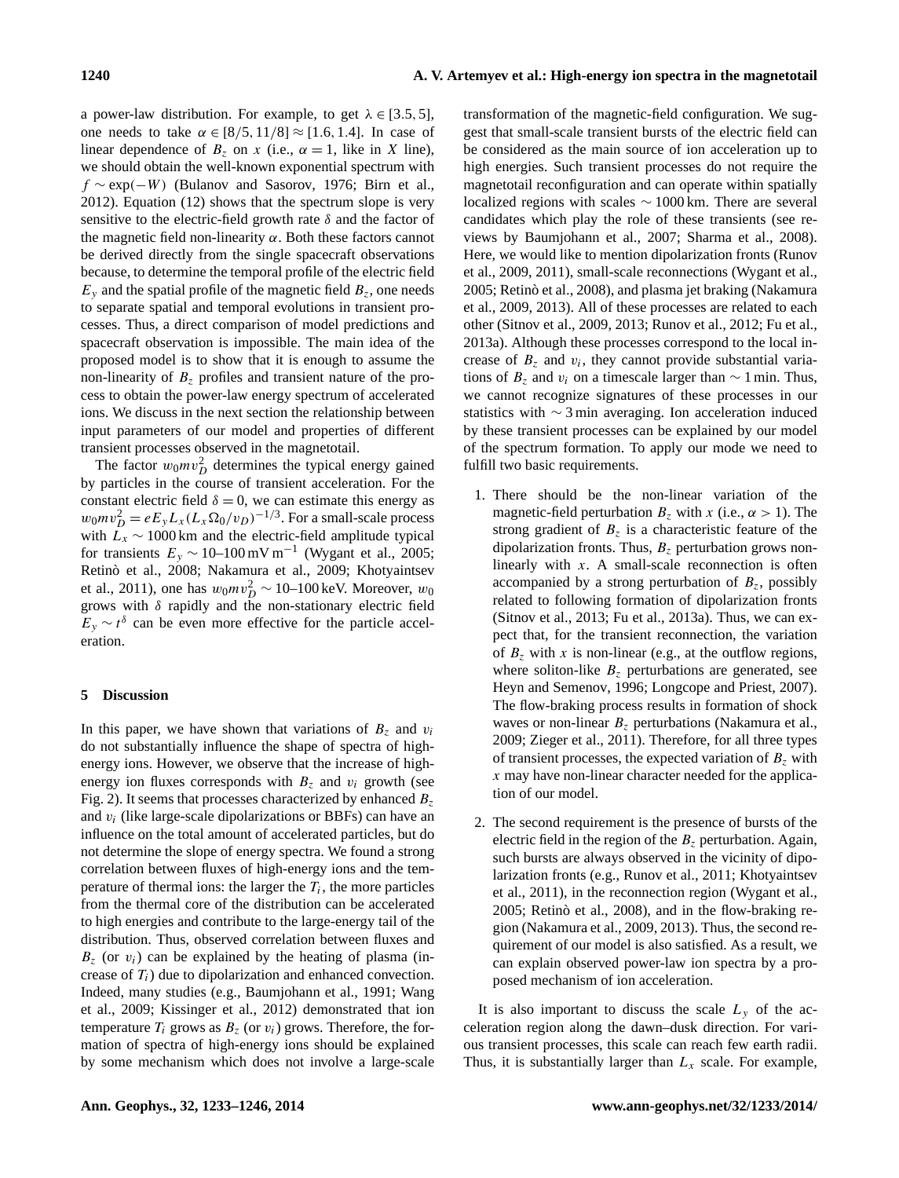a power-law distribution. For example, to get $\lambda \in [3.5, 5]$, one needs to take $\alpha \in [8/5, 11/8] \approx [1.6, 1.4]$. In case of linear dependence of $B_z$ on $x$ (i.e., $\alpha = 1$, like in $X$ line), we should obtain the well-known exponential spectrum with $f \sim \exp(-W)$ (Bulanov and Sasorov, 1976; Birn et al., 2012). Equation (12) shows that the spectrum slope is very sensitive to the electric-field growth rate $\delta$ and the factor of the magnetic field non-linearity $\alpha$. Both these factors cannot be derived directly from the single spacecraft observations because, to determine the temporal profile of the electric field $E_y$ and the spatial profile of the magnetic field $B_z$, one needs to separate spatial and temporal evolutions in transient processes. Thus, a direct comparison of model predictions and spacecraft observation is impossible. The main idea of the proposed model is to show that it is enough to assume the non-linearity of $B_z$ profiles and transient nature of the process to obtain the power-law energy spectrum of accelerated ions. We discuss in the next section the relationship between input parameters of our model and properties of different transient processes observed in the magnetotail.

The factor $w_0 m v_D^2$ determines the typical energy gained by particles in the course of transient acceleration. For the constant electric field $\delta = 0$, we can estimate this energy as $w_0 m v_D^2 = e E_y L_x (L_x \Omega_0 / v_D)^{-1/3}$. For a small-scale process with $L_x \sim 1000$ km and the electric-field amplitude typical for transients $E_y \sim 10$–$100\,\mathrm{mV\,m^{-1}}$ (Wygant et al., 2005; Retinò et al., 2008; Nakamura et al., 2009; Khotyaintsev et al., 2011), one has $w_0 m v_D^2 \sim 10$–$100$ keV. Moreover, $w_0$ grows with $\delta$ rapidly and the non-stationary electric field $E_y \sim t^{\delta}$ can be even more effective for the particle acceleration.

## 5 Discussion

In this paper, we have shown that variations of $B_z$ and $v_i$ do not substantially influence the shape of spectra of high-energy ions. However, we observe that the increase of high-energy ion fluxes corresponds with $B_z$ and $v_i$ growth (see Fig. 2). It seems that processes characterized by enhanced $B_z$ and $v_i$ (like large-scale dipolarizations or BBFs) can have an influence on the total amount of accelerated particles, but do not determine the slope of energy spectra. We found a strong correlation between fluxes of high-energy ions and the temperature of thermal ions: the larger the $T_i$, the more particles from the thermal core of the distribution can be accelerated to high energies and contribute to the large-energy tail of the distribution. Thus, observed correlation between fluxes and $B_z$ (or $v_i$) can be explained by the heating of plasma (increase of $T_i$) due to dipolarization and enhanced convection. Indeed, many studies (e.g., Baumjohann et al., 1991; Wang et al., 2009; Kissinger et al., 2012) demonstrated that ion temperature $T_i$ grows as $B_z$ (or $v_i$) grows. Therefore, the formation of spectra of high-energy ions should be explained by some mechanism which does not involve a large-scale transformation of the magnetic-field configuration. We suggest that small-scale transient bursts of the electric field can be considered as the main source of ion acceleration up to high energies. Such transient processes do not require the magnetotail reconfiguration and can operate within spatially localized regions with scales $\sim 1000$ km. There are several candidates which play the role of these transients (see reviews by Baumjohann et al., 2007; Sharma et al., 2008). Here, we would like to mention dipolarization fronts (Runov et al., 2009, 2011), small-scale reconnections (Wygant et al., 2005; Retinò et al., 2008), and plasma jet braking (Nakamura et al., 2009, 2013). All of these processes are related to each other (Sitnov et al., 2009, 2013; Runov et al., 2012; Fu et al., 2013a). Although these processes correspond to the local increase of $B_z$ and $v_i$, they cannot provide substantial variations of $B_z$ and $v_i$ on a timescale larger than $\sim 1$ min. Thus, we cannot recognize signatures of these processes in our statistics with $\sim 3$ min averaging. Ion acceleration induced by these transient processes can be explained by our model of the spectrum formation. To apply our mode we need to fulfill two basic requirements.

1. There should be the non-linear variation of the magnetic-field perturbation $B_z$ with $x$ (i.e., $\alpha > 1$). The strong gradient of $B_z$ is a characteristic feature of the dipolarization fronts. Thus, $B_z$ perturbation grows non-linearly with $x$. A small-scale reconnection is often accompanied by a strong perturbation of $B_z$, possibly related to following formation of dipolarization fronts (Sitnov et al., 2013; Fu et al., 2013a). Thus, we can expect that, for the transient reconnection, the variation of $B_z$ with $x$ is non-linear (e.g., at the outflow regions, where soliton-like $B_z$ perturbations are generated, see Heyn and Semenov, 1996; Longcope and Priest, 2007). The flow-braking process results in formation of shock waves or non-linear $B_z$ perturbations (Nakamura et al., 2009; Zieger et al., 2011). Therefore, for all three types of transient processes, the expected variation of $B_z$ with $x$ may have non-linear character needed for the application of our model.

2. The second requirement is the presence of bursts of the electric field in the region of the $B_z$ perturbation. Again, such bursts are always observed in the vicinity of dipolarization fronts (e.g., Runov et al., 2011; Khotyaintsev et al., 2011), in the reconnection region (Wygant et al., 2005; Retinò et al., 2008), and in the flow-braking region (Nakamura et al., 2009, 2013). Thus, the second requirement of our model is also satisfied. As a result, we can explain observed power-law ion spectra by a proposed mechanism of ion acceleration.

It is also important to discuss the scale $L_y$ of the acceleration region along the dawn–dusk direction. For various transient processes, this scale can reach few earth radii. Thus, it is substantially larger than $L_x$ scale. For example,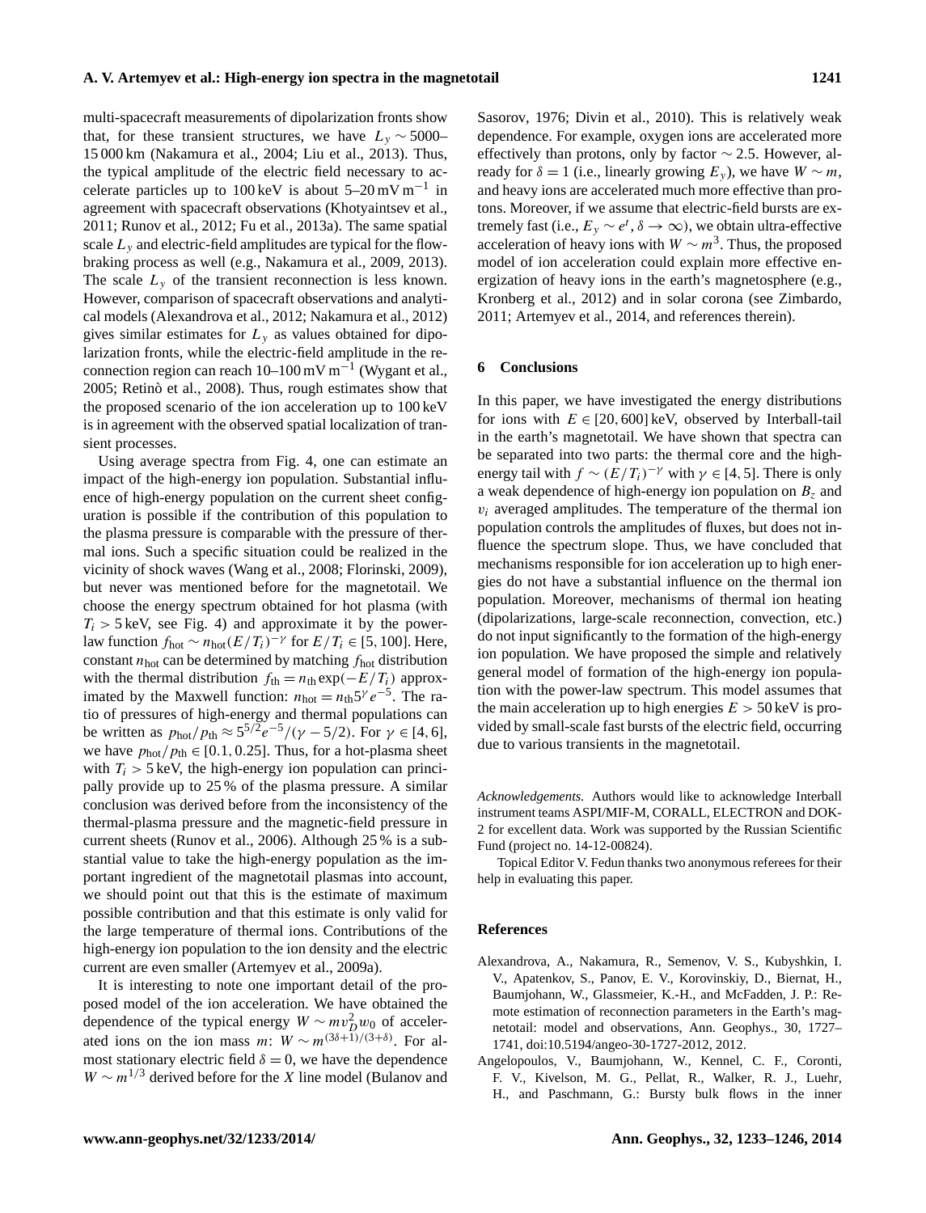multi-spacecraft measurements of dipolarization fronts show that, for these transient structures, we have $L_y \sim 5000$–15 000 km (Nakamura et al., 2004; Liu et al., 2013). Thus, the typical amplitude of the electric field necessary to accelerate particles up to 100 keV is about 5–20 mV m$^{-1}$ in agreement with spacecraft observations (Khotyaintsev et al., 2011; Runov et al., 2012; Fu et al., 2013a). The same spatial scale $L_y$ and electric-field amplitudes are typical for the flow-braking process as well (e.g., Nakamura et al., 2009, 2013). The scale $L_y$ of the transient reconnection is less known. However, comparison of spacecraft observations and analytical models (Alexandrova et al., 2012; Nakamura et al., 2012) gives similar estimates for $L_y$ as values obtained for dipolarization fronts, while the electric-field amplitude in the reconnection region can reach 10–100 mV m$^{-1}$ (Wygant et al., 2005; Retinò et al., 2008). Thus, rough estimates show that the proposed scenario of the ion acceleration up to 100 keV is in agreement with the observed spatial localization of transient processes.

Using average spectra from Fig. 4, one can estimate an impact of the high-energy ion population. Substantial influence of high-energy population on the current sheet configuration is possible if the contribution of this population to the plasma pressure is comparable with the pressure of thermal ions. Such a specific situation could be realized in the vicinity of shock waves (Wang et al., 2008; Florinski, 2009), but never was mentioned before for the magnetotail. We choose the energy spectrum obtained for hot plasma (with $T_i > 5$ keV, see Fig. 4) and approximate it by the power-law function $f_{\rm hot} \sim n_{\rm hot}(E/T_i)^{-\gamma}$ for $E/T_i \in [5, 100]$. Here, constant $n_{\rm hot}$ can be determined by matching $f_{\rm hot}$ distribution with the thermal distribution $f_{\rm th} = n_{\rm th}\exp(-E/T_i)$ approximated by the Maxwell function: $n_{\rm hot} = n_{\rm th}5^{\gamma}e^{-5}$. The ratio of pressures of high-energy and thermal populations can be written as $p_{\rm hot}/p_{\rm th} \approx 5^{5/2}e^{-5}/(\gamma - 5/2)$. For $\gamma \in [4, 6]$, we have $p_{\rm hot}/p_{\rm th} \in [0.1, 0.25]$. Thus, for a hot-plasma sheet with $T_i > 5$ keV, the high-energy ion population can principally provide up to 25 % of the plasma pressure. A similar conclusion was derived before from the inconsistency of the thermal-plasma pressure and the magnetic-field pressure in current sheets (Runov et al., 2006). Although 25 % is a substantial value to take the high-energy population as the important ingredient of the magnetotail plasmas into account, we should point out that this is the estimate of maximum possible contribution and that this estimate is only valid for the large temperature of thermal ions. Contributions of the high-energy ion population to the ion density and the electric current are even smaller (Artemyev et al., 2009a).

It is interesting to note one important detail of the proposed model of the ion acceleration. We have obtained the dependence of the typical energy $W \sim mv_D^2 w_0$ of accelerated ions on the ion mass $m$: $W \sim m^{(3\delta+1)/(3+\delta)}$. For almost stationary electric field $\delta = 0$, we have the dependence $W \sim m^{1/3}$ derived before for the $X$ line model (Bulanov and Sasorov, 1976; Divin et al., 2010). This is relatively weak dependence. For example, oxygen ions are accelerated more effectively than protons, only by factor $\sim 2.5$. However, already for $\delta = 1$ (i.e., linearly growing $E_y$), we have $W \sim m$, and heavy ions are accelerated much more effective than protons. Moreover, if we assume that electric-field bursts are extremely fast (i.e., $E_y \sim e^t$, $\delta \to \infty$), we obtain ultra-effective acceleration of heavy ions with $W \sim m^3$. Thus, the proposed model of ion acceleration could explain more effective energization of heavy ions in the earth's magnetosphere (e.g., Kronberg et al., 2012) and in solar corona (see Zimbardo, 2011; Artemyev et al., 2014, and references therein).

## 6 Conclusions

In this paper, we have investigated the energy distributions for ions with $E \in [20, 600]$ keV, observed by Interball-tail in the earth's magnetotail. We have shown that spectra can be separated into two parts: the thermal core and the high-energy tail with $f \sim (E/T_i)^{-\gamma}$ with $\gamma \in [4, 5]$. There is only a weak dependence of high-energy ion population on $B_z$ and $v_i$ averaged amplitudes. The temperature of the thermal ion population controls the amplitudes of fluxes, but does not influence the spectrum slope. Thus, we have concluded that mechanisms responsible for ion acceleration up to high energies do not have a substantial influence on the thermal ion population. Moreover, mechanisms of thermal ion heating (dipolarizations, large-scale reconnection, convection, etc.) do not input significantly to the formation of the high-energy ion population. We have proposed the simple and relatively general model of formation of the high-energy ion population with the power-law spectrum. This model assumes that the main acceleration up to high energies $E > 50$ keV is provided by small-scale fast bursts of the electric field, occurring due to various transients in the magnetotail.

*Acknowledgements.* Authors would like to acknowledge Interball instrument teams ASPI/MIF-M, CORALL, ELECTRON and DOK-2 for excellent data. Work was supported by the Russian Scientific Fund (project no. 14-12-00824).

Topical Editor V. Fedun thanks two anonymous referees for their help in evaluating this paper.

## References

Alexandrova, A., Nakamura, R., Semenov, V. S., Kubyshkin, I. V., Apatenkov, S., Panov, E. V., Korovinskiy, D., Biernat, H., Baumjohann, W., Glassmeier, K.-H., and McFadden, J. P.: Remote estimation of reconnection parameters in the Earth's magnetotail: model and observations, Ann. Geophys., 30, 1727–1741, doi:10.5194/angeo-30-1727-2012, 2012.

Angelopoulos, V., Baumjohann, W., Kennel, C. F., Coroniti, F. V., Kivelson, M. G., Pellat, R., Walker, R. J., Luehr, H., and Paschmann, G.: Bursty bulk flows in the inner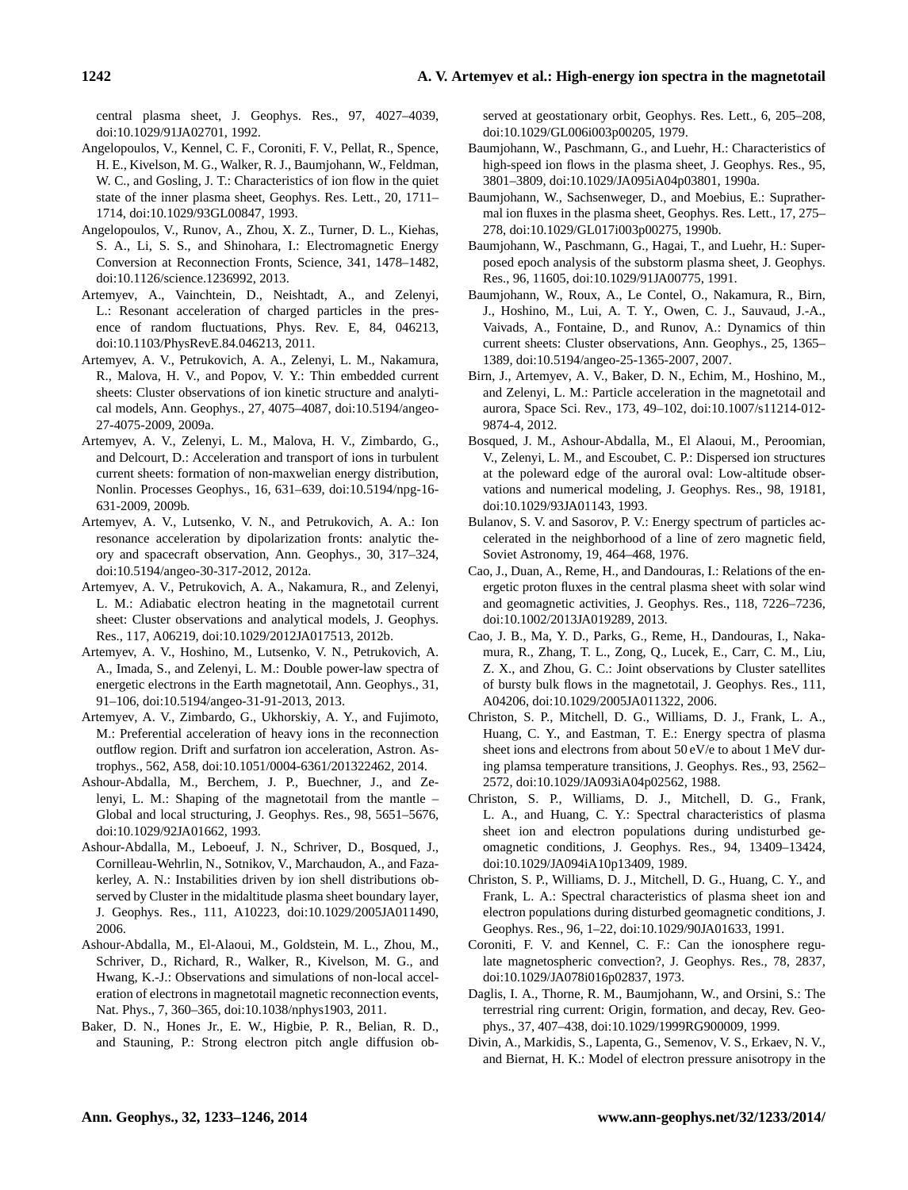central plasma sheet, J. Geophys. Res., 97, 4027–4039, doi:10.1029/91JA02701, 1992.

Angelopoulos, V., Kennel, C. F., Coroniti, F. V., Pellat, R., Spence, H. E., Kivelson, M. G., Walker, R. J., Baumjohann, W., Feldman, W. C., and Gosling, J. T.: Characteristics of ion flow in the quiet state of the inner plasma sheet, Geophys. Res. Lett., 20, 1711–1714, doi:10.1029/93GL00847, 1993.

Angelopoulos, V., Runov, A., Zhou, X. Z., Turner, D. L., Kiehas, S. A., Li, S. S., and Shinohara, I.: Electromagnetic Energy Conversion at Reconnection Fronts, Science, 341, 1478–1482, doi:10.1126/science.1236992, 2013.

Artemyev, A., Vainchtein, D., Neishtadt, A., and Zelenyi, L.: Resonant acceleration of charged particles in the presence of random fluctuations, Phys. Rev. E, 84, 046213, doi:10.1103/PhysRevE.84.046213, 2011.

Artemyev, A. V., Petrukovich, A. A., Zelenyi, L. M., Nakamura, R., Malova, H. V., and Popov, V. Y.: Thin embedded current sheets: Cluster observations of ion kinetic structure and analytical models, Ann. Geophys., 27, 4075–4087, doi:10.5194/angeo-27-4075-2009, 2009a.

Artemyev, A. V., Zelenyi, L. M., Malova, H. V., Zimbardo, G., and Delcourt, D.: Acceleration and transport of ions in turbulent current sheets: formation of non-maxwelian energy distribution, Nonlin. Processes Geophys., 16, 631–639, doi:10.5194/npg-16-631-2009, 2009b.

Artemyev, A. V., Lutsenko, V. N., and Petrukovich, A. A.: Ion resonance acceleration by dipolarization fronts: analytic theory and spacecraft observation, Ann. Geophys., 30, 317–324, doi:10.5194/angeo-30-317-2012, 2012a.

Artemyev, A. V., Petrukovich, A. A., Nakamura, R., and Zelenyi, L. M.: Adiabatic electron heating in the magnetotail current sheet: Cluster observations and analytical models, J. Geophys. Res., 117, A06219, doi:10.1029/2012JA017513, 2012b.

Artemyev, A. V., Hoshino, M., Lutsenko, V. N., Petrukovich, A. A., Imada, S., and Zelenyi, L. M.: Double power-law spectra of energetic electrons in the Earth magnetotail, Ann. Geophys., 31, 91–106, doi:10.5194/angeo-31-91-2013, 2013.

Artemyev, A. V., Zimbardo, G., Ukhorskiy, A. Y., and Fujimoto, M.: Preferential acceleration of heavy ions in the reconnection outflow region. Drift and surfatron ion acceleration, Astron. Astrophys., 562, A58, doi:10.1051/0004-6361/201322462, 2014.

Ashour-Abdalla, M., Berchem, J. P., Buechner, J., and Zelenyi, L. M.: Shaping of the magnetotail from the mantle – Global and local structuring, J. Geophys. Res., 98, 5651–5676, doi:10.1029/92JA01662, 1993.

Ashour-Abdalla, M., Leboeuf, J. N., Schriver, D., Bosqued, J., Cornilleau-Wehrlin, N., Sotnikov, V., Marchaudon, A., and Fazakerley, A. N.: Instabilities driven by ion shell distributions observed by Cluster in the midaltitude plasma sheet boundary layer, J. Geophys. Res., 111, A10223, doi:10.1029/2005JA011490, 2006.

Ashour-Abdalla, M., El-Alaoui, M., Goldstein, M. L., Zhou, M., Schriver, D., Richard, R., Walker, R., Kivelson, M. G., and Hwang, K.-J.: Observations and simulations of non-local acceleration of electrons in magnetotail magnetic reconnection events, Nat. Phys., 7, 360–365, doi:10.1038/nphys1903, 2011.

Baker, D. N., Hones Jr., E. W., Higbie, P. R., Belian, R. D., and Stauning, P.: Strong electron pitch angle diffusion observed at geostationary orbit, Geophys. Res. Lett., 6, 205–208, doi:10.1029/GL006i003p00205, 1979.

Baumjohann, W., Paschmann, G., and Luehr, H.: Characteristics of high-speed ion flows in the plasma sheet, J. Geophys. Res., 95, 3801–3809, doi:10.1029/JA095iA04p03801, 1990a.

Baumjohann, W., Sachsenweger, D., and Moebius, E.: Suprathermal ion fluxes in the plasma sheet, Geophys. Res. Lett., 17, 275–278, doi:10.1029/GL017i003p00275, 1990b.

Baumjohann, W., Paschmann, G., Hagai, T., and Luehr, H.: Superposed epoch analysis of the substorm plasma sheet, J. Geophys. Res., 96, 11605, doi:10.1029/91JA00775, 1991.

Baumjohann, W., Roux, A., Le Contel, O., Nakamura, R., Birn, J., Hoshino, M., Lui, A. T. Y., Owen, C. J., Sauvaud, J.-A., Vaivads, A., Fontaine, D., and Runov, A.: Dynamics of thin current sheets: Cluster observations, Ann. Geophys., 25, 1365–1389, doi:10.5194/angeo-25-1365-2007, 2007.

Birn, J., Artemyev, A. V., Baker, D. N., Echim, M., Hoshino, M., and Zelenyi, L. M.: Particle acceleration in the magnetotail and aurora, Space Sci. Rev., 173, 49–102, doi:10.1007/s11214-012-9874-4, 2012.

Bosqued, J. M., Ashour-Abdalla, M., El Alaoui, M., Peroomian, V., Zelenyi, L. M., and Escoubet, C. P.: Dispersed ion structures at the poleward edge of the auroral oval: Low-altitude observations and numerical modeling, J. Geophys. Res., 98, 19181, doi:10.1029/93JA01143, 1993.

Bulanov, S. V. and Sasorov, P. V.: Energy spectrum of particles accelerated in the neighborhood of a line of zero magnetic field, Soviet Astronomy, 19, 464–468, 1976.

Cao, J., Duan, A., Reme, H., and Dandouras, I.: Relations of the energetic proton fluxes in the central plasma sheet with solar wind and geomagnetic activities, J. Geophys. Res., 118, 7226–7236, doi:10.1002/2013JA019289, 2013.

Cao, J. B., Ma, Y. D., Parks, G., Reme, H., Dandouras, I., Nakamura, R., Zhang, T. L., Zong, Q., Lucek, E., Carr, C. M., Liu, Z. X., and Zhou, G. C.: Joint observations by Cluster satellites of bursty bulk flows in the magnetotail, J. Geophys. Res., 111, A04206, doi:10.1029/2005JA011322, 2006.

Christon, S. P., Mitchell, D. G., Williams, D. J., Frank, L. A., Huang, C. Y., and Eastman, T. E.: Energy spectra of plasma sheet ions and electrons from about 50 eV/e to about 1 MeV during plamsa temperature transitions, J. Geophys. Res., 93, 2562–2572, doi:10.1029/JA093iA04p02562, 1988.

Christon, S. P., Williams, D. J., Mitchell, D. G., Frank, L. A., and Huang, C. Y.: Spectral characteristics of plasma sheet ion and electron populations during undisturbed geomagnetic conditions, J. Geophys. Res., 94, 13409–13424, doi:10.1029/JA094iA10p13409, 1989.

Christon, S. P., Williams, D. J., Mitchell, D. G., Huang, C. Y., and Frank, L. A.: Spectral characteristics of plasma sheet ion and electron populations during disturbed geomagnetic conditions, J. Geophys. Res., 96, 1–22, doi:10.1029/90JA01633, 1991.

Coroniti, F. V. and Kennel, C. F.: Can the ionosphere regulate magnetospheric convection?, J. Geophys. Res., 78, 2837, doi:10.1029/JA078i016p02837, 1973.

Daglis, I. A., Thorne, R. M., Baumjohann, W., and Orsini, S.: The terrestrial ring current: Origin, formation, and decay, Rev. Geophys., 37, 407–438, doi:10.1029/1999RG900009, 1999.

Divin, A., Markidis, S., Lapenta, G., Semenov, V. S., Erkaev, N. V., and Biernat, H. K.: Model of electron pressure anisotropy in the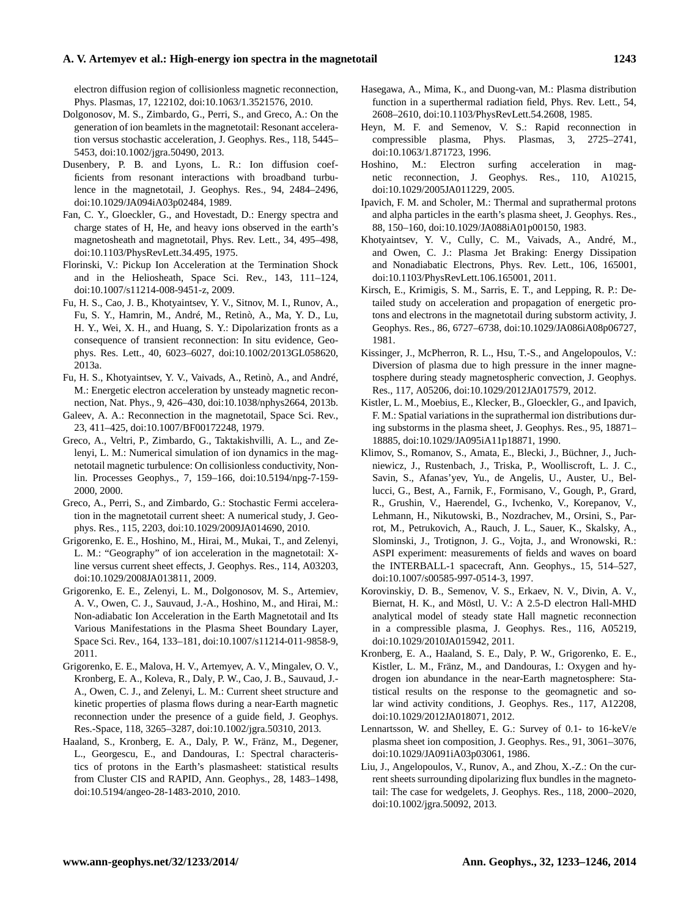electron diffusion region of collisionless magnetic reconnection, Phys. Plasmas, 17, 122102, doi:10.1063/1.3521576, 2010.

Dolgonosov, M. S., Zimbardo, G., Perri, S., and Greco, A.: On the generation of ion beamlets in the magnetotail: Resonant acceleration versus stochastic acceleration, J. Geophys. Res., 118, 5445–5453, doi:10.1002/jgra.50490, 2013.

Dusenbery, P. B. and Lyons, L. R.: Ion diffusion coefficients from resonant interactions with broadband turbulence in the magnetotail, J. Geophys. Res., 94, 2484–2496, doi:10.1029/JA094iA03p02484, 1989.

Fan, C. Y., Gloeckler, G., and Hovestadt, D.: Energy spectra and charge states of H, He, and heavy ions observed in the earth's magnetosheath and magnetotail, Phys. Rev. Lett., 34, 495–498, doi:10.1103/PhysRevLett.34.495, 1975.

Florinski, V.: Pickup Ion Acceleration at the Termination Shock and in the Heliosheath, Space Sci. Rev., 143, 111–124, doi:10.1007/s11214-008-9451-z, 2009.

Fu, H. S., Cao, J. B., Khotyaintsev, Y. V., Sitnov, M. I., Runov, A., Fu, S. Y., Hamrin, M., André, M., Retinò, A., Ma, Y. D., Lu, H. Y., Wei, X. H., and Huang, S. Y.: Dipolarization fronts as a consequence of transient reconnection: In situ evidence, Geophys. Res. Lett., 40, 6023–6027, doi:10.1002/2013GL058620, 2013a.

Fu, H. S., Khotyaintsev, Y. V., Vaivads, A., Retinò, A., and André, M.: Energetic electron acceleration by unsteady magnetic reconnection, Nat. Phys., 9, 426–430, doi:10.1038/nphys2664, 2013b.

Galeev, A. A.: Reconnection in the magnetotail, Space Sci. Rev., 23, 411–425, doi:10.1007/BF00172248, 1979.

Greco, A., Veltri, P., Zimbardo, G., Taktakishvilli, A. L., and Zelenyi, L. M.: Numerical simulation of ion dynamics in the magnetotail magnetic turbulence: On collisionless conductivity, Nonlin. Processes Geophys., 7, 159–166, doi:10.5194/npg-7-159-2000, 2000.

Greco, A., Perri, S., and Zimbardo, G.: Stochastic Fermi acceleration in the magnetotail current sheet: A numerical study, J. Geophys. Res., 115, 2203, doi:10.1029/2009JA014690, 2010.

Grigorenko, E. E., Hoshino, M., Hirai, M., Mukai, T., and Zelenyi, L. M.: "Geography" of ion acceleration in the magnetotail: X-line versus current sheet effects, J. Geophys. Res., 114, A03203, doi:10.1029/2008JA013811, 2009.

Grigorenko, E. E., Zelenyi, L. M., Dolgonosov, M. S., Artemiev, A. V., Owen, C. J., Sauvaud, J.-A., Hoshino, M., and Hirai, M.: Non-adiabatic Ion Acceleration in the Earth Magnetotail and Its Various Manifestations in the Plasma Sheet Boundary Layer, Space Sci. Rev., 164, 133–181, doi:10.1007/s11214-011-9858-9, 2011.

Grigorenko, E. E., Malova, H. V., Artemyev, A. V., Mingalev, O. V., Kronberg, E. A., Koleva, R., Daly, P. W., Cao, J. B., Sauvaud, J.-A., Owen, C. J., and Zelenyi, L. M.: Current sheet structure and kinetic properties of plasma flows during a near-Earth magnetic reconnection under the presence of a guide field, J. Geophys. Res.-Space, 118, 3265–3287, doi:10.1002/jgra.50310, 2013.

Haaland, S., Kronberg, E. A., Daly, P. W., Fränz, M., Degener, L., Georgescu, E., and Dandouras, I.: Spectral characteristics of protons in the Earth's plasmasheet: statistical results from Cluster CIS and RAPID, Ann. Geophys., 28, 1483–1498, doi:10.5194/angeo-28-1483-2010, 2010.

Hasegawa, A., Mima, K., and Duong-van, M.: Plasma distribution function in a superthermal radiation field, Phys. Rev. Lett., 54, 2608–2610, doi:10.1103/PhysRevLett.54.2608, 1985.

Heyn, M. F. and Semenov, V. S.: Rapid reconnection in compressible plasma, Phys. Plasmas, 3, 2725–2741, doi:10.1063/1.871723, 1996.

Hoshino, M.: Electron surfing acceleration in magnetic reconnection, J. Geophys. Res., 110, A10215, doi:10.1029/2005JA011229, 2005.

Ipavich, F. M. and Scholer, M.: Thermal and suprathermal protons and alpha particles in the earth's plasma sheet, J. Geophys. Res., 88, 150–160, doi:10.1029/JA088iA01p00150, 1983.

Khotyaintsev, Y. V., Cully, C. M., Vaivads, A., André, M., and Owen, C. J.: Plasma Jet Braking: Energy Dissipation and Nonadiabatic Electrons, Phys. Rev. Lett., 106, 165001, doi:10.1103/PhysRevLett.106.165001, 2011.

Kirsch, E., Krimigis, S. M., Sarris, E. T., and Lepping, R. P.: Detailed study on acceleration and propagation of energetic protons and electrons in the magnetotail during substorm activity, J. Geophys. Res., 86, 6727–6738, doi:10.1029/JA086iA08p06727, 1981.

Kissinger, J., McPherron, R. L., Hsu, T.-S., and Angelopoulos, V.: Diversion of plasma due to high pressure in the inner magnetosphere during steady magnetospheric convection, J. Geophys. Res., 117, A05206, doi:10.1029/2012JA017579, 2012.

Kistler, L. M., Moebius, E., Klecker, B., Gloeckler, G., and Ipavich, F. M.: Spatial variations in the suprathermal ion distributions during substorms in the plasma sheet, J. Geophys. Res., 95, 18871–18885, doi:10.1029/JA095iA11p18871, 1990.

Klimov, S., Romanov, S., Amata, E., Blecki, J., Büchner, J., Juchniewicz, J., Rustenbach, J., Triska, P., Woolliscroft, L. J. C., Savin, S., Afanas'yev, Yu., de Angelis, U., Auster, U., Bellucci, G., Best, A., Farnik, F., Formisano, V., Gough, P., Grard, R., Grushin, V., Haerendel, G., Ivchenko, V., Korepanov, V., Lehmann, H., Nikutowski, B., Nozdrachev, M., Orsini, S., Parrot, M., Petrukovich, A., Rauch, J. L., Sauer, K., Skalsky, A., Slominski, J., Trotignon, J. G., Vojta, J., and Wronowski, R.: ASPI experiment: measurements of fields and waves on board the INTERBALL-1 spacecraft, Ann. Geophys., 15, 514–527, doi:10.1007/s00585-997-0514-3, 1997.

Korovinskiy, D. B., Semenov, V. S., Erkaev, N. V., Divin, A. V., Biernat, H. K., and Möstl, U. V.: A 2.5-D electron Hall-MHD analytical model of steady state Hall magnetic reconnection in a compressible plasma, J. Geophys. Res., 116, A05219, doi:10.1029/2010JA015942, 2011.

Kronberg, E. A., Haaland, S. E., Daly, P. W., Grigorenko, E. E., Kistler, L. M., Fränz, M., and Dandouras, I.: Oxygen and hydrogen ion abundance in the near-Earth magnetosphere: Statistical results on the response to the geomagnetic and solar wind activity conditions, J. Geophys. Res., 117, A12208, doi:10.1029/2012JA018071, 2012.

Lennartsson, W. and Shelley, E. G.: Survey of 0.1- to 16-keV/e plasma sheet ion composition, J. Geophys. Res., 91, 3061–3076, doi:10.1029/JA091iA03p03061, 1986.

Liu, J., Angelopoulos, V., Runov, A., and Zhou, X.-Z.: On the current sheets surrounding dipolarizing flux bundles in the magnetotail: The case for wedgelets, J. Geophys. Res., 118, 2000–2020, doi:10.1002/jgra.50092, 2013.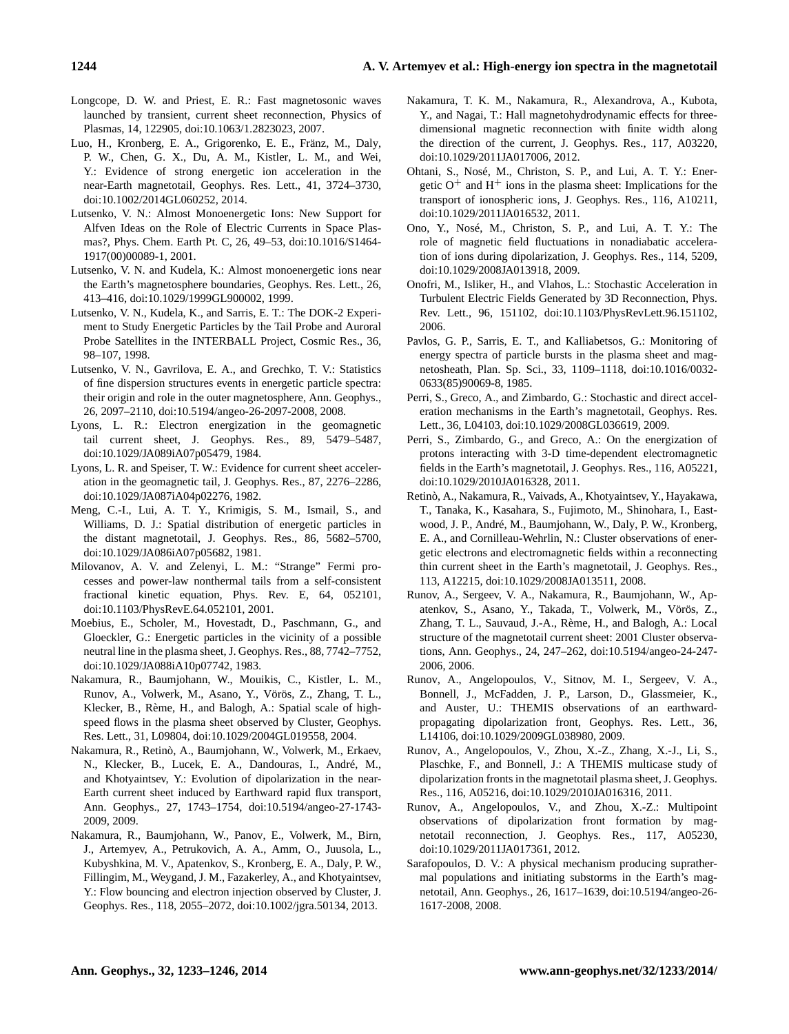Longcope, D. W. and Priest, E. R.: Fast magnetosonic waves launched by transient, current sheet reconnection, Physics of Plasmas, 14, 122905, doi:10.1063/1.2823023, 2007.

Luo, H., Kronberg, E. A., Grigorenko, E. E., Fränz, M., Daly, P. W., Chen, G. X., Du, A. M., Kistler, L. M., and Wei, Y.: Evidence of strong energetic ion acceleration in the near-Earth magnetotail, Geophys. Res. Lett., 41, 3724–3730, doi:10.1002/2014GL060252, 2014.

Lutsenko, V. N.: Almost Monoenergetic Ions: New Support for Alfven Ideas on the Role of Electric Currents in Space Plasmas?, Phys. Chem. Earth Pt. C, 26, 49–53, doi:10.1016/S1464-1917(00)00089-1, 2001.

Lutsenko, V. N. and Kudela, K.: Almost monoenergetic ions near the Earth's magnetosphere boundaries, Geophys. Res. Lett., 26, 413–416, doi:10.1029/1999GL900002, 1999.

Lutsenko, V. N., Kudela, K., and Sarris, E. T.: The DOK-2 Experiment to Study Energetic Particles by the Tail Probe and Auroral Probe Satellites in the INTERBALL Project, Cosmic Res., 36, 98–107, 1998.

Lutsenko, V. N., Gavrilova, E. A., and Grechko, T. V.: Statistics of fine dispersion structures events in energetic particle spectra: their origin and role in the outer magnetosphere, Ann. Geophys., 26, 2097–2110, doi:10.5194/angeo-26-2097-2008, 2008.

Lyons, L. R.: Electron energization in the geomagnetic tail current sheet, J. Geophys. Res., 89, 5479–5487, doi:10.1029/JA089iA07p05479, 1984.

Lyons, L. R. and Speiser, T. W.: Evidence for current sheet acceleration in the geomagnetic tail, J. Geophys. Res., 87, 2276–2286, doi:10.1029/JA087iA04p02276, 1982.

Meng, C.-I., Lui, A. T. Y., Krimigis, S. M., Ismail, S., and Williams, D. J.: Spatial distribution of energetic particles in the distant magnetotail, J. Geophys. Res., 86, 5682–5700, doi:10.1029/JA086iA07p05682, 1981.

Milovanov, A. V. and Zelenyi, L. M.: "Strange" Fermi processes and power-law nonthermal tails from a self-consistent fractional kinetic equation, Phys. Rev. E, 64, 052101, doi:10.1103/PhysRevE.64.052101, 2001.

Moebius, E., Scholer, M., Hovestadt, D., Paschmann, G., and Gloeckler, G.: Energetic particles in the vicinity of a possible neutral line in the plasma sheet, J. Geophys. Res., 88, 7742–7752, doi:10.1029/JA088iA10p07742, 1983.

Nakamura, R., Baumjohann, W., Mouikis, C., Kistler, L. M., Runov, A., Volwerk, M., Asano, Y., Vörös, Z., Zhang, T. L., Klecker, B., Rème, H., and Balogh, A.: Spatial scale of high-speed flows in the plasma sheet observed by Cluster, Geophys. Res. Lett., 31, L09804, doi:10.1029/2004GL019558, 2004.

Nakamura, R., Retinò, A., Baumjohann, W., Volwerk, M., Erkaev, N., Klecker, B., Lucek, E. A., Dandouras, I., André, M., and Khotyaintsev, Y.: Evolution of dipolarization in the near-Earth current sheet induced by Earthward rapid flux transport, Ann. Geophys., 27, 1743–1754, doi:10.5194/angeo-27-1743-2009, 2009.

Nakamura, R., Baumjohann, W., Panov, E., Volwerk, M., Birn, J., Artemyev, A., Petrukovich, A. A., Amm, O., Juusola, L., Kubyshkina, M. V., Apatenkov, S., Kronberg, E. A., Daly, P. W., Fillingim, M., Weygand, J. M., Fazakerley, A., and Khotyaintsev, Y.: Flow bouncing and electron injection observed by Cluster, J. Geophys. Res., 118, 2055–2072, doi:10.1002/jgra.50134, 2013.

Nakamura, T. K. M., Nakamura, R., Alexandrova, A., Kubota, Y., and Nagai, T.: Hall magnetohydrodynamic effects for three-dimensional magnetic reconnection with finite width along the direction of the current, J. Geophys. Res., 117, A03220, doi:10.1029/2011JA017006, 2012.

Ohtani, S., Nosé, M., Christon, S. P., and Lui, A. T. Y.: Energetic $O^+$ and $H^+$ ions in the plasma sheet: Implications for the transport of ionospheric ions, J. Geophys. Res., 116, A10211, doi:10.1029/2011JA016532, 2011.

Ono, Y., Nosé, M., Christon, S. P., and Lui, A. T. Y.: The role of magnetic field fluctuations in nonadiabatic acceleration of ions during dipolarization, J. Geophys. Res., 114, 5209, doi:10.1029/2008JA013918, 2009.

Onofri, M., Isliker, H., and Vlahos, L.: Stochastic Acceleration in Turbulent Electric Fields Generated by 3D Reconnection, Phys. Rev. Lett., 96, 151102, doi:10.1103/PhysRevLett.96.151102, 2006.

Pavlos, G. P., Sarris, E. T., and Kalliabetsos, G.: Monitoring of energy spectra of particle bursts in the plasma sheet and magnetosheath, Plan. Sp. Sci., 33, 1109–1118, doi:10.1016/0032-0633(85)90069-8, 1985.

Perri, S., Greco, A., and Zimbardo, G.: Stochastic and direct acceleration mechanisms in the Earth's magnetotail, Geophys. Res. Lett., 36, L04103, doi:10.1029/2008GL036619, 2009.

Perri, S., Zimbardo, G., and Greco, A.: On the energization of protons interacting with 3-D time-dependent electromagnetic fields in the Earth's magnetotail, J. Geophys. Res., 116, A05221, doi:10.1029/2010JA016328, 2011.

Retinò, A., Nakamura, R., Vaivads, A., Khotyaintsev, Y., Hayakawa, T., Tanaka, K., Kasahara, S., Fujimoto, M., Shinohara, I., Eastwood, J. P., André, M., Baumjohann, W., Daly, P. W., Kronberg, E. A., and Cornilleau-Wehrlin, N.: Cluster observations of energetic electrons and electromagnetic fields within a reconnecting thin current sheet in the Earth's magnetotail, J. Geophys. Res., 113, A12215, doi:10.1029/2008JA013511, 2008.

Runov, A., Sergeev, V. A., Nakamura, R., Baumjohann, W., Apatenkov, S., Asano, Y., Takada, T., Volwerk, M., Vörös, Z., Zhang, T. L., Sauvaud, J.-A., Rème, H., and Balogh, A.: Local structure of the magnetotail current sheet: 2001 Cluster observations, Ann. Geophys., 24, 247–262, doi:10.5194/angeo-24-247-2006, 2006.

Runov, A., Angelopoulos, V., Sitnov, M. I., Sergeev, V. A., Bonnell, J., McFadden, J. P., Larson, D., Glassmeier, K., and Auster, U.: THEMIS observations of an earthward-propagating dipolarization front, Geophys. Res. Lett., 36, L14106, doi:10.1029/2009GL038980, 2009.

Runov, A., Angelopoulos, V., Zhou, X.-Z., Zhang, X.-J., Li, S., Plaschke, F., and Bonnell, J.: A THEMIS multicase study of dipolarization fronts in the magnetotail plasma sheet, J. Geophys. Res., 116, A05216, doi:10.1029/2010JA016316, 2011.

Runov, A., Angelopoulos, V., and Zhou, X.-Z.: Multipoint observations of dipolarization front formation by magnetotail reconnection, J. Geophys. Res., 117, A05230, doi:10.1029/2011JA017361, 2012.

Sarafopoulos, D. V.: A physical mechanism producing suprathermal populations and initiating substorms in the Earth's magnetotail, Ann. Geophys., 26, 1617–1639, doi:10.5194/angeo-26-1617-2008, 2008.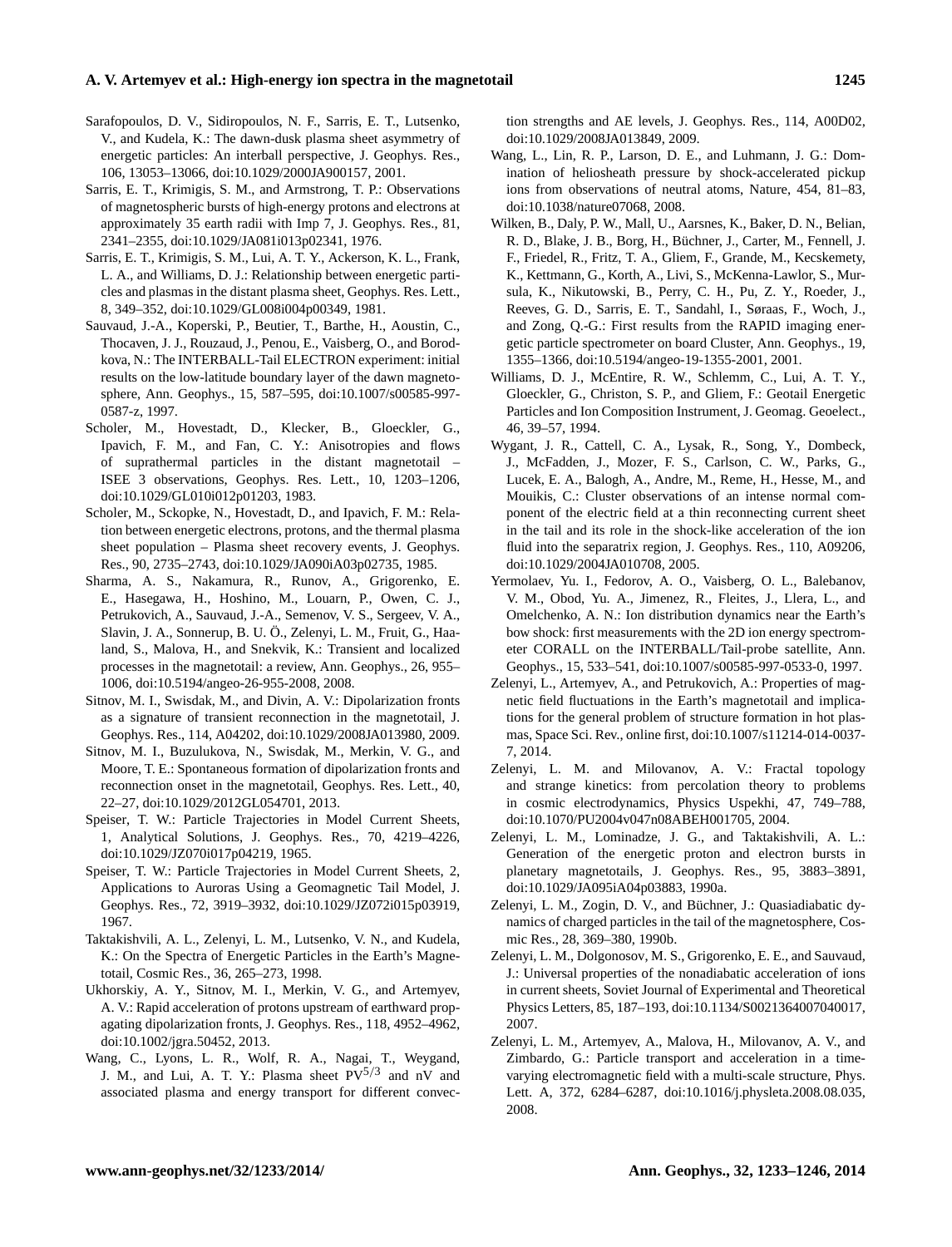Sarafopoulos, D. V., Sidiropoulos, N. F., Sarris, E. T., Lutsenko, V., and Kudela, K.: The dawn-dusk plasma sheet asymmetry of energetic particles: An interball perspective, J. Geophys. Res., 106, 13053–13066, doi:10.1029/2000JA900157, 2001.

Sarris, E. T., Krimigis, S. M., and Armstrong, T. P.: Observations of magnetospheric bursts of high-energy protons and electrons at approximately 35 earth radii with Imp 7, J. Geophys. Res., 81, 2341–2355, doi:10.1029/JA081i013p02341, 1976.

Sarris, E. T., Krimigis, S. M., Lui, A. T. Y., Ackerson, K. L., Frank, L. A., and Williams, D. J.: Relationship between energetic particles and plasmas in the distant plasma sheet, Geophys. Res. Lett., 8, 349–352, doi:10.1029/GL008i004p00349, 1981.

Sauvaud, J.-A., Koperski, P., Beutier, T., Barthe, H., Aoustin, C., Thocaven, J. J., Rouzaud, J., Penou, E., Vaisberg, O., and Borodkova, N.: The INTERBALL-Tail ELECTRON experiment: initial results on the low-latitude boundary layer of the dawn magnetosphere, Ann. Geophys., 15, 587–595, doi:10.1007/s00585-997-0587-z, 1997.

Scholer, M., Hovestadt, D., Klecker, B., Gloeckler, G., Ipavich, F. M., and Fan, C. Y.: Anisotropies and flows of suprathermal particles in the distant magnetotail – ISEE 3 observations, Geophys. Res. Lett., 10, 1203–1206, doi:10.1029/GL010i012p01203, 1983.

Scholer, M., Sckopke, N., Hovestadt, D., and Ipavich, F. M.: Relation between energetic electrons, protons, and the thermal plasma sheet population – Plasma sheet recovery events, J. Geophys. Res., 90, 2735–2743, doi:10.1029/JA090iA03p02735, 1985.

Sharma, A. S., Nakamura, R., Runov, A., Grigorenko, E. E., Hasegawa, H., Hoshino, M., Louarn, P., Owen, C. J., Petrukovich, A., Sauvaud, J.-A., Semenov, V. S., Sergeev, V. A., Slavin, J. A., Sonnerup, B. U. Ö., Zelenyi, L. M., Fruit, G., Haaland, S., Malova, H., and Snekvik, K.: Transient and localized processes in the magnetotail: a review, Ann. Geophys., 26, 955–1006, doi:10.5194/angeo-26-955-2008, 2008.

Sitnov, M. I., Swisdak, M., and Divin, A. V.: Dipolarization fronts as a signature of transient reconnection in the magnetotail, J. Geophys. Res., 114, A04202, doi:10.1029/2008JA013980, 2009.

Sitnov, M. I., Buzulukova, N., Swisdak, M., Merkin, V. G., and Moore, T. E.: Spontaneous formation of dipolarization fronts and reconnection onset in the magnetotail, Geophys. Res. Lett., 40, 22–27, doi:10.1029/2012GL054701, 2013.

Speiser, T. W.: Particle Trajectories in Model Current Sheets, 1, Analytical Solutions, J. Geophys. Res., 70, 4219–4226, doi:10.1029/JZ070i017p04219, 1965.

Speiser, T. W.: Particle Trajectories in Model Current Sheets, 2, Applications to Auroras Using a Geomagnetic Tail Model, J. Geophys. Res., 72, 3919–3932, doi:10.1029/JZ072i015p03919, 1967.

Taktakishvili, A. L., Zelenyi, L. M., Lutsenko, V. N., and Kudela, K.: On the Spectra of Energetic Particles in the Earth's Magnetotail, Cosmic Res., 36, 265–273, 1998.

Ukhorskiy, A. Y., Sitnov, M. I., Merkin, V. G., and Artemyev, A. V.: Rapid acceleration of protons upstream of earthward propagating dipolarization fronts, J. Geophys. Res., 118, 4952–4962, doi:10.1002/jgra.50452, 2013.

Wang, C., Lyons, L. R., Wolf, R. A., Nagai, T., Weygand, J. M., and Lui, A. T. Y.: Plasma sheet $PV^{5/3}$ and nV and associated plasma and energy transport for different convection strengths and AE levels, J. Geophys. Res., 114, A00D02, doi:10.1029/2008JA013849, 2009.

Wang, L., Lin, R. P., Larson, D. E., and Luhmann, J. G.: Domination of heliosheath pressure by shock-accelerated pickup ions from observations of neutral atoms, Nature, 454, 81–83, doi:10.1038/nature07068, 2008.

Wilken, B., Daly, P. W., Mall, U., Aarsnes, K., Baker, D. N., Belian, R. D., Blake, J. B., Borg, H., Büchner, J., Carter, M., Fennell, J. F., Friedel, R., Fritz, T. A., Gliem, F., Grande, M., Kecskemety, K., Kettmann, G., Korth, A., Livi, S., McKenna-Lawlor, S., Mursula, K., Nikutowski, B., Perry, C. H., Pu, Z. Y., Roeder, J., Reeves, G. D., Sarris, E. T., Sandahl, I., Søraas, F., Woch, J., and Zong, Q.-G.: First results from the RAPID imaging energetic particle spectrometer on board Cluster, Ann. Geophys., 19, 1355–1366, doi:10.5194/angeo-19-1355-2001, 2001.

Williams, D. J., McEntire, R. W., Schlemm, C., Lui, A. T. Y., Gloeckler, G., Christon, S. P., and Gliem, F.: Geotail Energetic Particles and Ion Composition Instrument, J. Geomag. Geoelect., 46, 39–57, 1994.

Wygant, J. R., Cattell, C. A., Lysak, R., Song, Y., Dombeck, J., McFadden, J., Mozer, F. S., Carlson, C. W., Parks, G., Lucek, E. A., Balogh, A., Andre, M., Reme, H., Hesse, M., and Mouikis, C.: Cluster observations of an intense normal component of the electric field at a thin reconnecting current sheet in the tail and its role in the shock-like acceleration of the ion fluid into the separatrix region, J. Geophys. Res., 110, A09206, doi:10.1029/2004JA010708, 2005.

Yermolaev, Yu. I., Fedorov, A. O., Vaisberg, O. L., Balebanov, V. M., Obod, Yu. A., Jimenez, R., Fleites, J., Llera, L., and Omelchenko, A. N.: Ion distribution dynamics near the Earth's bow shock: first measurements with the 2D ion energy spectrometer CORALL on the INTERBALL/Tail-probe satellite, Ann. Geophys., 15, 533–541, doi:10.1007/s00585-997-0533-0, 1997.

Zelenyi, L., Artemyev, A., and Petrukovich, A.: Properties of magnetic field fluctuations in the Earth's magnetotail and implications for the general problem of structure formation in hot plasmas, Space Sci. Rev., online first, doi:10.1007/s11214-014-0037-7, 2014.

Zelenyi, L. M. and Milovanov, A. V.: Fractal topology and strange kinetics: from percolation theory to problems in cosmic electrodynamics, Physics Uspekhi, 47, 749–788, doi:10.1070/PU2004v047n08ABEH001705, 2004.

Zelenyi, L. M., Lominadze, J. G., and Taktakishvili, A. L.: Generation of the energetic proton and electron bursts in planetary magnetotails, J. Geophys. Res., 95, 3883–3891, doi:10.1029/JA095iA04p03883, 1990a.

Zelenyi, L. M., Zogin, D. V., and Büchner, J.: Quasiadiabatic dynamics of charged particles in the tail of the magnetosphere, Cosmic Res., 28, 369–380, 1990b.

Zelenyi, L. M., Dolgonosov, M. S., Grigorenko, E. E., and Sauvaud, J.: Universal properties of the nonadiabatic acceleration of ions in current sheets, Soviet Journal of Experimental and Theoretical Physics Letters, 85, 187–193, doi:10.1134/S0021364007040017, 2007.

Zelenyi, L. M., Artemyev, A., Malova, H., Milovanov, A. V., and Zimbardo, G.: Particle transport and acceleration in a time-varying electromagnetic field with a multi-scale structure, Phys. Lett. A, 372, 6284–6287, doi:10.1016/j.physleta.2008.08.035, 2008.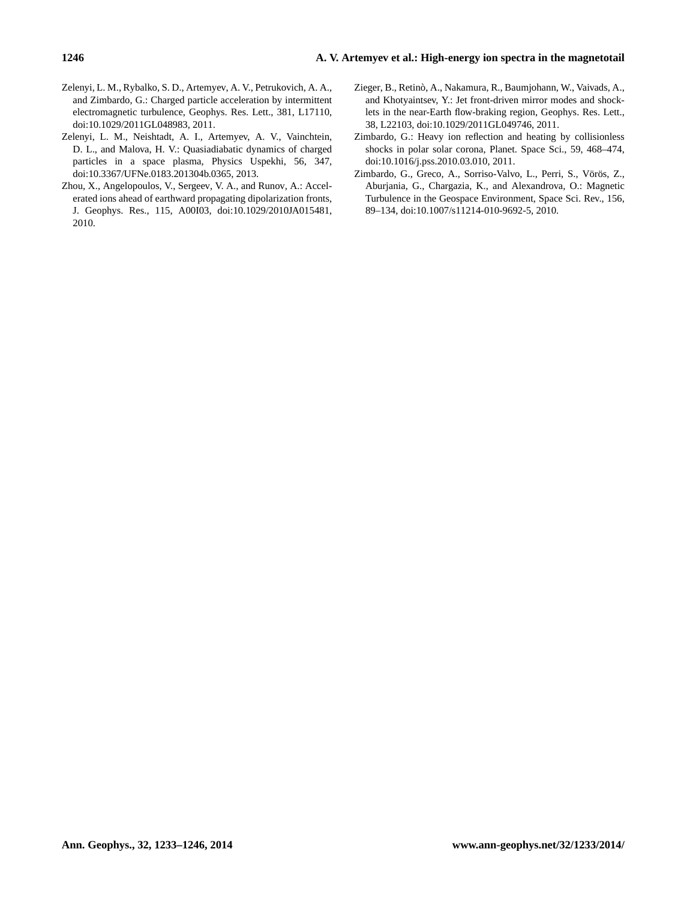Zelenyi, L. M., Rybalko, S. D., Artemyev, A. V., Petrukovich, A. A., and Zimbardo, G.: Charged particle acceleration by intermittent electromagnetic turbulence, Geophys. Res. Lett., 381, L17110, doi:10.1029/2011GL048983, 2011.

Zelenyi, L. M., Neishtadt, A. I., Artemyev, A. V., Vainchtein, D. L., and Malova, H. V.: Quasiadiabatic dynamics of charged particles in a space plasma, Physics Uspekhi, 56, 347, doi:10.3367/UFNe.0183.201304b.0365, 2013.

Zhou, X., Angelopoulos, V., Sergeev, V. A., and Runov, A.: Accelerated ions ahead of earthward propagating dipolarization fronts, J. Geophys. Res., 115, A00I03, doi:10.1029/2010JA015481, 2010.

Zieger, B., Retinò, A., Nakamura, R., Baumjohann, W., Vaivads, A., and Khotyaintsev, Y.: Jet front-driven mirror modes and shocklets in the near-Earth flow-braking region, Geophys. Res. Lett., 38, L22103, doi:10.1029/2011GL049746, 2011.

Zimbardo, G.: Heavy ion reflection and heating by collisionless shocks in polar solar corona, Planet. Space Sci., 59, 468–474, doi:10.1016/j.pss.2010.03.010, 2011.

Zimbardo, G., Greco, A., Sorriso-Valvo, L., Perri, S., Vörös, Z., Aburjania, G., Chargazia, K., and Alexandrova, O.: Magnetic Turbulence in the Geospace Environment, Space Sci. Rev., 156, 89–134, doi:10.1007/s11214-010-9692-5, 2010.